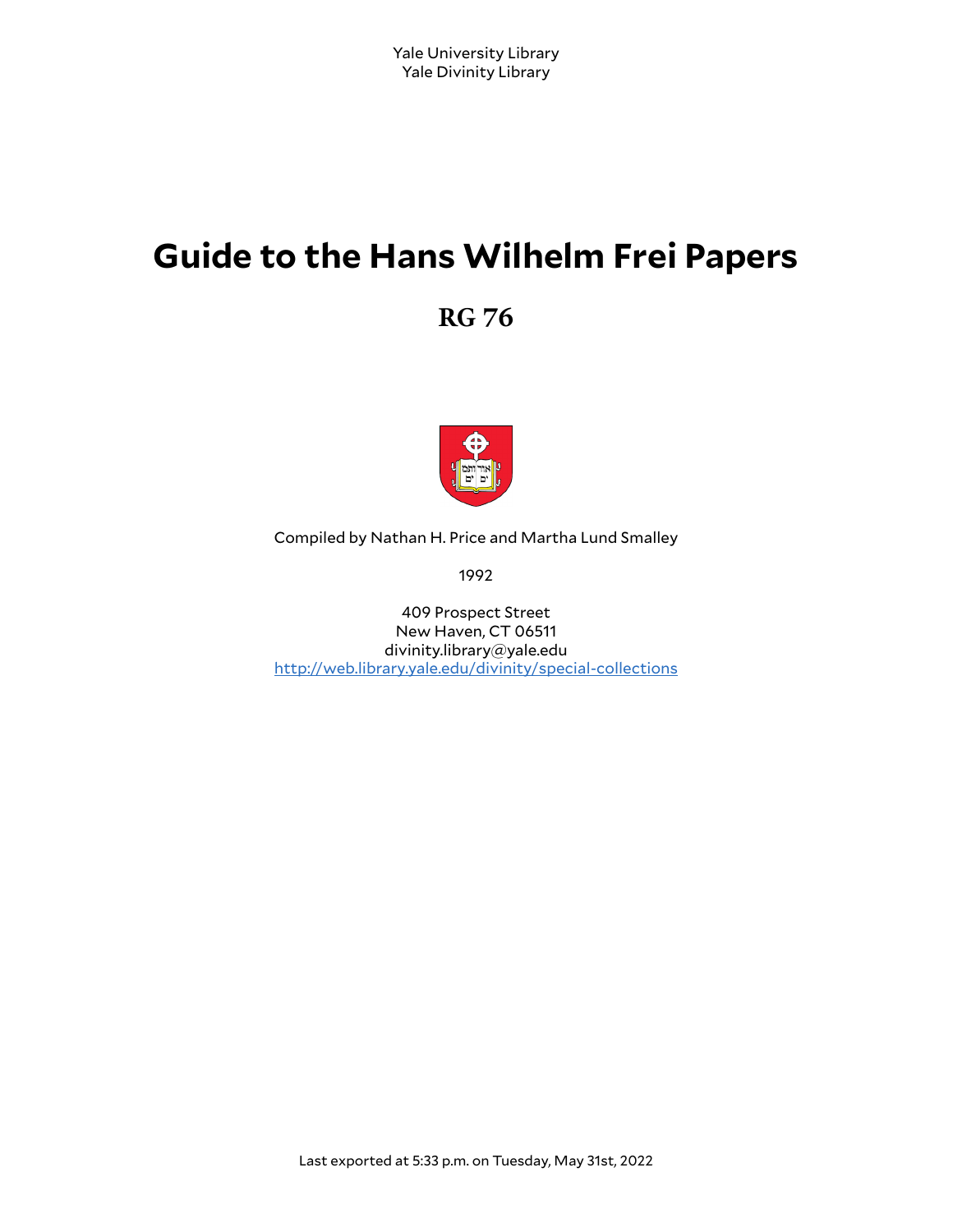Yale University Library
Yale Divinity Library

# Guide to the Hans Wilhelm Frei Papers

## RG 76

Compiled by Nathan H. Price and Martha Lund Smalley

1992

409 Prospect Street
New Haven, CT 06511
divinity.library@yale.edu
http://web.library.yale.edu/divinity/special-collections

Last exported at 5:33 p.m. on Tuesday, May 31st, 2022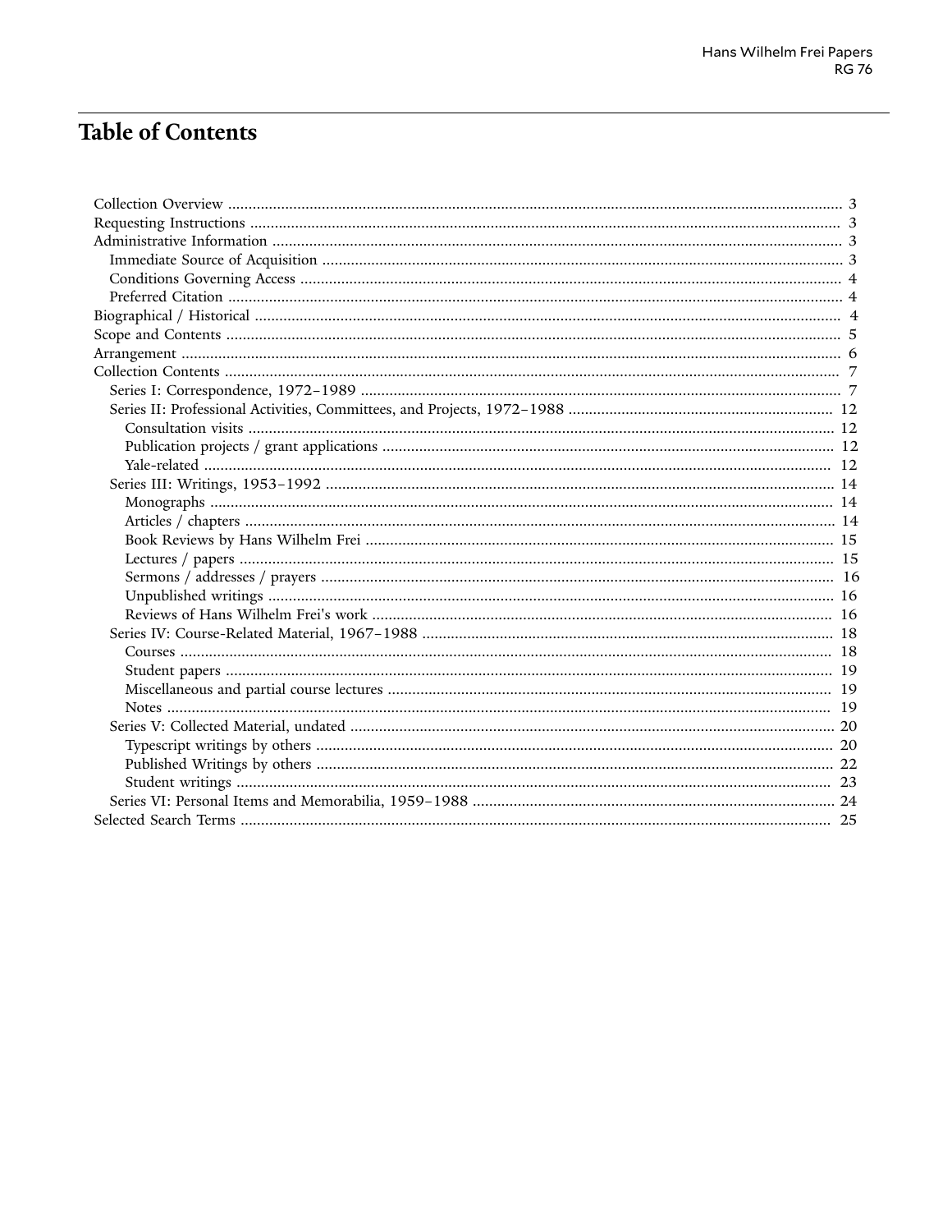# Table of Contents

- Collection Overview ... 3
- Requesting Instructions ... 3
- Administrative Information ... 3
  - Immediate Source of Acquisition ... 3
  - Conditions Governing Access ... 4
  - Preferred Citation ... 4
- Biographical / Historical ... 4
- Scope and Contents ... 5
- Arrangement ... 6
- Collection Contents ... 7
  - Series I: Correspondence, 1972–1989 ... 7
  - Series II: Professional Activities, Committees, and Projects, 1972–1988 ... 12
    - Consultation visits ... 12
    - Publication projects / grant applications ... 12
    - Yale-related ... 12
  - Series III: Writings, 1953–1992 ... 14
    - Monographs ... 14
    - Articles / chapters ... 14
    - Book Reviews by Hans Wilhelm Frei ... 15
    - Lectures / papers ... 15
    - Sermons / addresses / prayers ... 16
    - Unpublished writings ... 16
    - Reviews of Hans Wilhelm Frei's work ... 16
  - Series IV: Course-Related Material, 1967–1988 ... 18
    - Courses ... 18
    - Student papers ... 19
    - Miscellaneous and partial course lectures ... 19
    - Notes ... 19
  - Series V: Collected Material, undated ... 20
    - Typescript writings by others ... 20
    - Published Writings by others ... 22
    - Student writings ... 23
  - Series VI: Personal Items and Memorabilia, 1959–1988 ... 24
- Selected Search Terms ... 25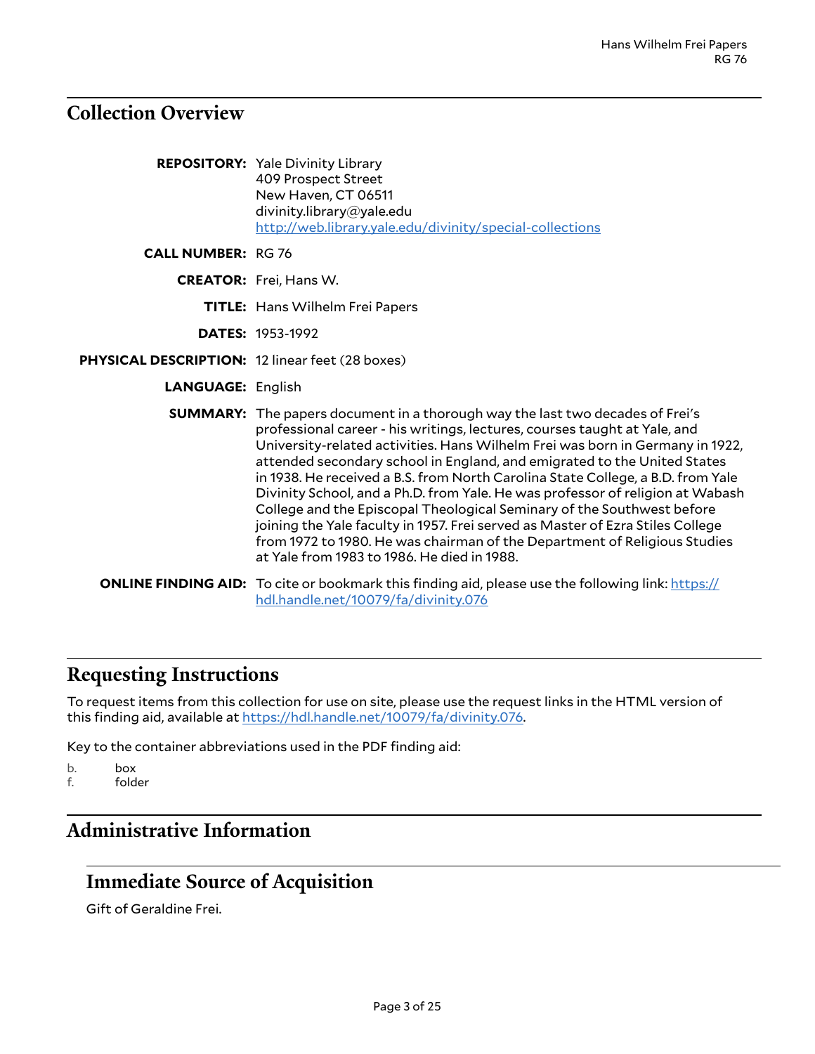## Collection Overview

**REPOSITORY:** Yale Divinity Library
409 Prospect Street
New Haven, CT 06511
divinity.library@yale.edu
http://web.library.yale.edu/divinity/special-collections

**CALL NUMBER:** RG 76

**CREATOR:** Frei, Hans W.

**TITLE:** Hans Wilhelm Frei Papers

**DATES:** 1953-1992

**PHYSICAL DESCRIPTION:** 12 linear feet (28 boxes)

**LANGUAGE:** English

**SUMMARY:** The papers document in a thorough way the last two decades of Frei's professional career - his writings, lectures, courses taught at Yale, and University-related activities. Hans Wilhelm Frei was born in Germany in 1922, attended secondary school in England, and emigrated to the United States in 1938. He received a B.S. from North Carolina State College, a B.D. from Yale Divinity School, and a Ph.D. from Yale. He was professor of religion at Wabash College and the Episcopal Theological Seminary of the Southwest before joining the Yale faculty in 1957. Frei served as Master of Ezra Stiles College from 1972 to 1980. He was chairman of the Department of Religious Studies at Yale from 1983 to 1986. He died in 1988.

**ONLINE FINDING AID:** To cite or bookmark this finding aid, please use the following link: https://hdl.handle.net/10079/fa/divinity.076

## Requesting Instructions

To request items from this collection for use on site, please use the request links in the HTML version of this finding aid, available at https://hdl.handle.net/10079/fa/divinity.076.

Key to the container abbreviations used in the PDF finding aid:

b. box
f. folder

## Administrative Information

### Immediate Source of Acquisition

Gift of Geraldine Frei.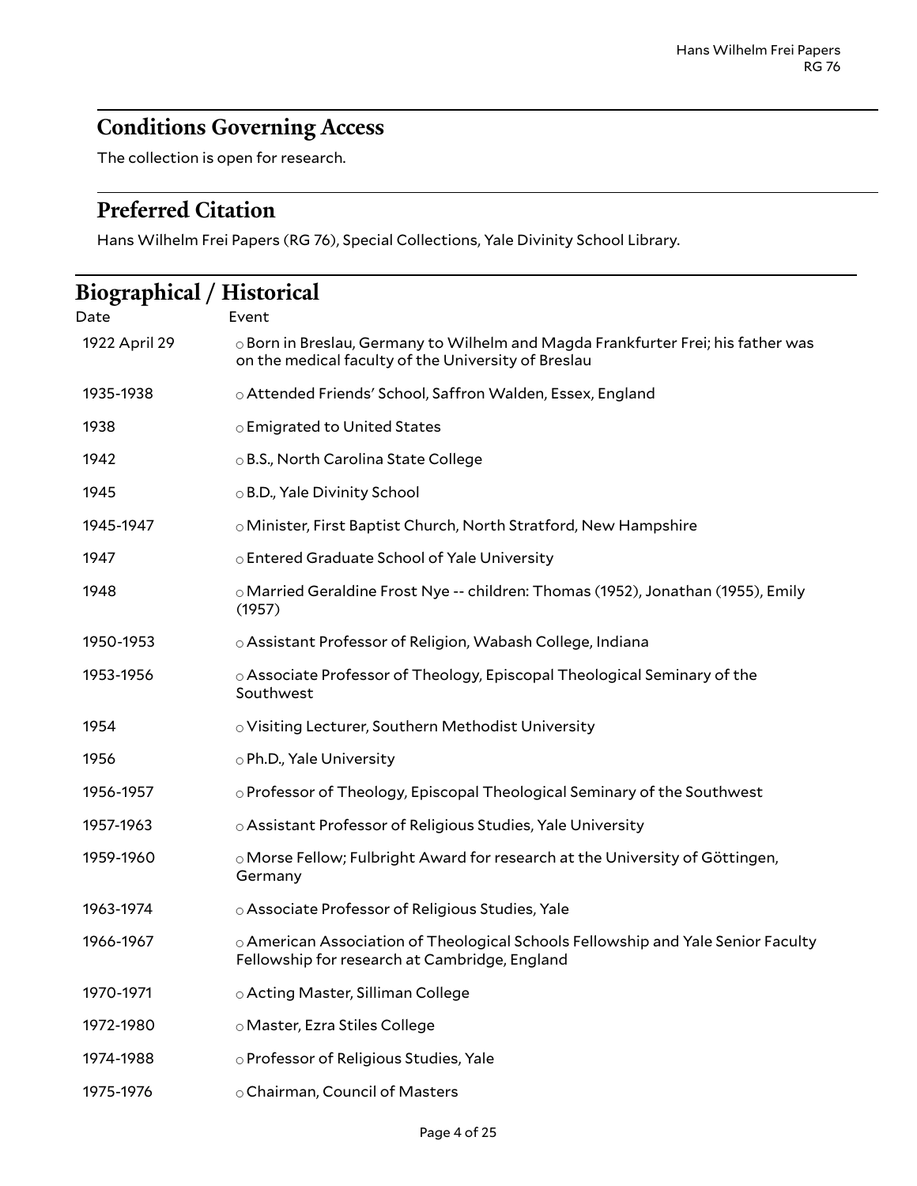## Conditions Governing Access

The collection is open for research.

## Preferred Citation

Hans Wilhelm Frei Papers (RG 76), Special Collections, Yale Divinity School Library.

## Biographical / Historical

| Date | Event |
|---|---|
| 1922 April 29 | ○ Born in Breslau, Germany to Wilhelm and Magda Frankfurter Frei; his father was on the medical faculty of the University of Breslau |
| 1935-1938 | ○ Attended Friends' School, Saffron Walden, Essex, England |
| 1938 | ○ Emigrated to United States |
| 1942 | ○ B.S., North Carolina State College |
| 1945 | ○ B.D., Yale Divinity School |
| 1945-1947 | ○ Minister, First Baptist Church, North Stratford, New Hampshire |
| 1947 | ○ Entered Graduate School of Yale University |
| 1948 | ○ Married Geraldine Frost Nye -- children: Thomas (1952), Jonathan (1955), Emily (1957) |
| 1950-1953 | ○ Assistant Professor of Religion, Wabash College, Indiana |
| 1953-1956 | ○ Associate Professor of Theology, Episcopal Theological Seminary of the Southwest |
| 1954 | ○ Visiting Lecturer, Southern Methodist University |
| 1956 | ○ Ph.D., Yale University |
| 1956-1957 | ○ Professor of Theology, Episcopal Theological Seminary of the Southwest |
| 1957-1963 | ○ Assistant Professor of Religious Studies, Yale University |
| 1959-1960 | ○ Morse Fellow; Fulbright Award for research at the University of Göttingen, Germany |
| 1963-1974 | ○ Associate Professor of Religious Studies, Yale |
| 1966-1967 | ○ American Association of Theological Schools Fellowship and Yale Senior Faculty Fellowship for research at Cambridge, England |
| 1970-1971 | ○ Acting Master, Silliman College |
| 1972-1980 | ○ Master, Ezra Stiles College |
| 1974-1988 | ○ Professor of Religious Studies, Yale |
| 1975-1976 | ○ Chairman, Council of Masters |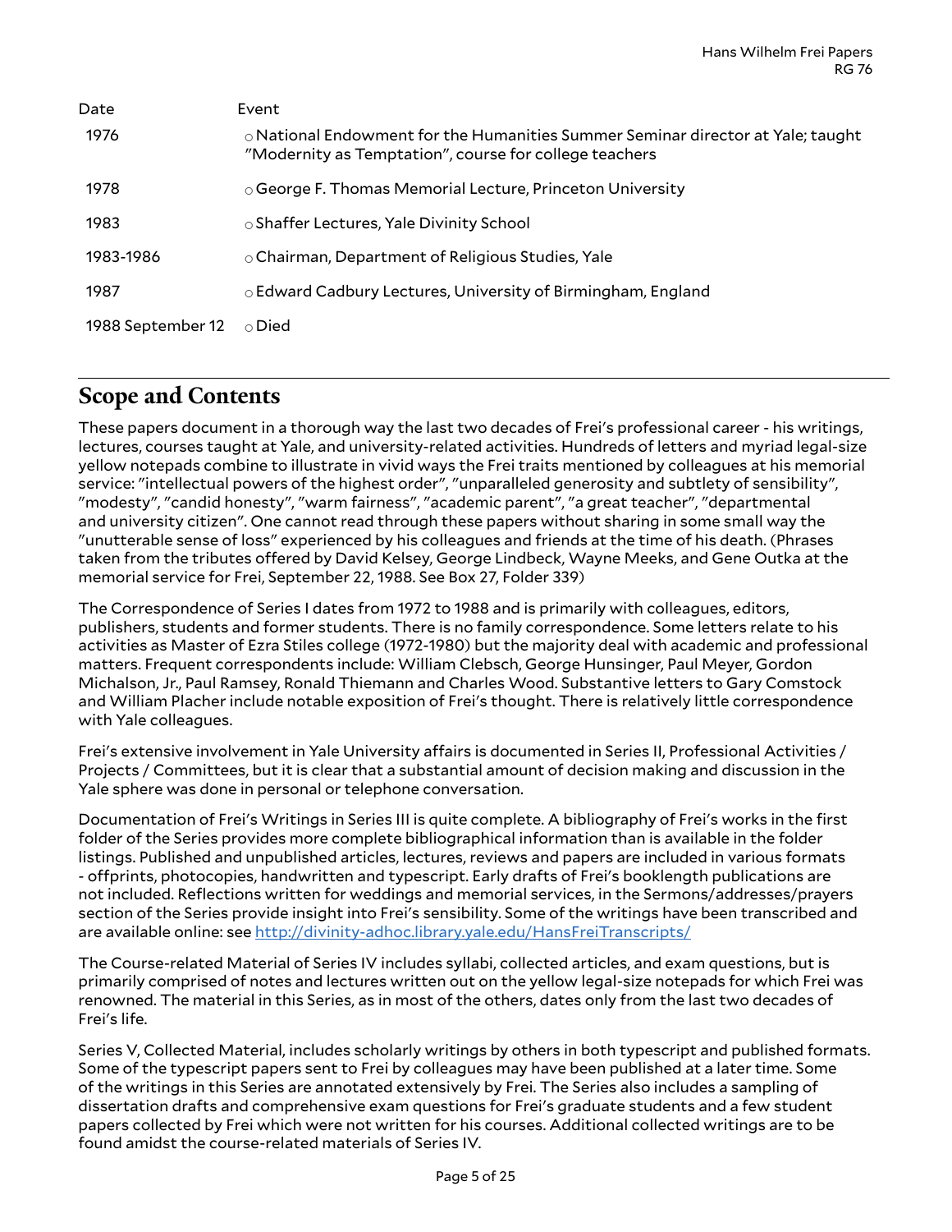| Date | Event |
|---|---|
| 1976 | ○ National Endowment for the Humanities Summer Seminar director at Yale; taught "Modernity as Temptation", course for college teachers |
| 1978 | ○ George F. Thomas Memorial Lecture, Princeton University |
| 1983 | ○ Shaffer Lectures, Yale Divinity School |
| 1983-1986 | ○ Chairman, Department of Religious Studies, Yale |
| 1987 | ○ Edward Cadbury Lectures, University of Birmingham, England |
| 1988 September 12 | ○ Died |

## Scope and Contents

These papers document in a thorough way the last two decades of Frei's professional career - his writings, lectures, courses taught at Yale, and university-related activities. Hundreds of letters and myriad legal-size yellow notepads combine to illustrate in vivid ways the Frei traits mentioned by colleagues at his memorial service: "intellectual powers of the highest order", "unparalleled generosity and subtlety of sensibility", "modesty", "candid honesty", "warm fairness", "academic parent", "a great teacher", "departmental and university citizen". One cannot read through these papers without sharing in some small way the "unutterable sense of loss" experienced by his colleagues and friends at the time of his death. (Phrases taken from the tributes offered by David Kelsey, George Lindbeck, Wayne Meeks, and Gene Outka at the memorial service for Frei, September 22, 1988. See Box 27, Folder 339)

The Correspondence of Series I dates from 1972 to 1988 and is primarily with colleagues, editors, publishers, students and former students. There is no family correspondence. Some letters relate to his activities as Master of Ezra Stiles college (1972-1980) but the majority deal with academic and professional matters. Frequent correspondents include: William Clebsch, George Hunsinger, Paul Meyer, Gordon Michalson, Jr., Paul Ramsey, Ronald Thiemann and Charles Wood. Substantive letters to Gary Comstock and William Placher include notable exposition of Frei's thought. There is relatively little correspondence with Yale colleagues.

Frei's extensive involvement in Yale University affairs is documented in Series II, Professional Activities / Projects / Committees, but it is clear that a substantial amount of decision making and discussion in the Yale sphere was done in personal or telephone conversation.

Documentation of Frei's Writings in Series III is quite complete. A bibliography of Frei's works in the first folder of the Series provides more complete bibliographical information than is available in the folder listings. Published and unpublished articles, lectures, reviews and papers are included in various formats - offprints, photocopies, handwritten and typescript. Early drafts of Frei's booklength publications are not included. Reflections written for weddings and memorial services, in the Sermons/addresses/prayers section of the Series provide insight into Frei's sensibility. Some of the writings have been transcribed and are available online: see [http://divinity-adhoc.library.yale.edu/HansFreiTranscripts/](http://divinity-adhoc.library.yale.edu/HansFreiTranscripts/)

The Course-related Material of Series IV includes syllabi, collected articles, and exam questions, but is primarily comprised of notes and lectures written out on the yellow legal-size notepads for which Frei was renowned. The material in this Series, as in most of the others, dates only from the last two decades of Frei's life.

Series V, Collected Material, includes scholarly writings by others in both typescript and published formats. Some of the typescript papers sent to Frei by colleagues may have been published at a later time. Some of the writings in this Series are annotated extensively by Frei. The Series also includes a sampling of dissertation drafts and comprehensive exam questions for Frei's graduate students and a few student papers collected by Frei which were not written for his courses. Additional collected writings are to be found amidst the course-related materials of Series IV.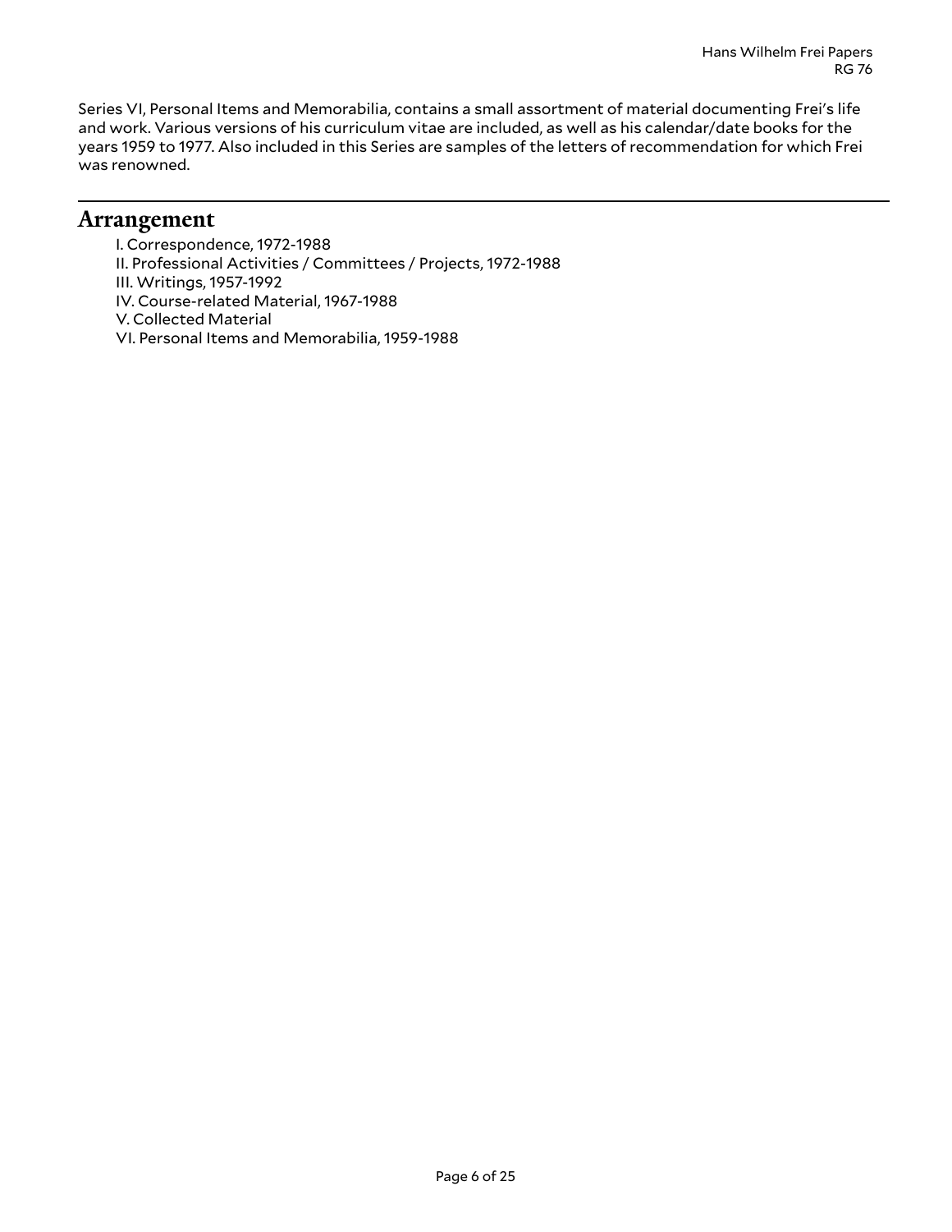Series VI, Personal Items and Memorabilia, contains a small assortment of material documenting Frei's life and work. Various versions of his curriculum vitae are included, as well as his calendar/date books for the years 1959 to 1977. Also included in this Series are samples of the letters of recommendation for which Frei was renowned.

## Arrangement

I. Correspondence, 1972-1988
II. Professional Activities / Committees / Projects, 1972-1988
III. Writings, 1957-1992
IV. Course-related Material, 1967-1988
V. Collected Material
VI. Personal Items and Memorabilia, 1959-1988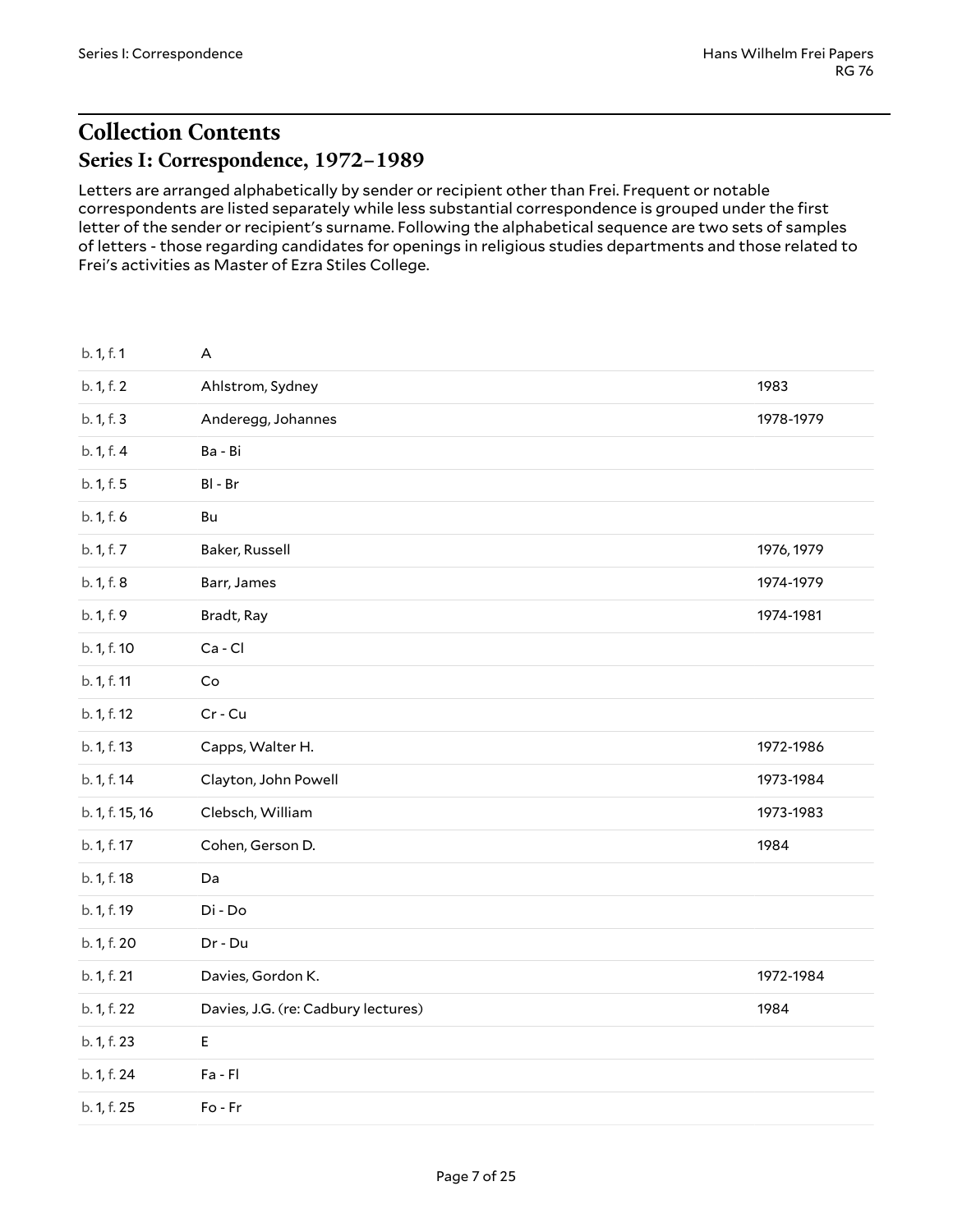## Collection Contents

### Series I: Correspondence, 1972–1989

Letters are arranged alphabetically by sender or recipient other than Frei. Frequent or notable correspondents are listed separately while less substantial correspondence is grouped under the first letter of the sender or recipient's surname. Following the alphabetical sequence are two sets of samples of letters - those regarding candidates for openings in religious studies departments and those related to Frei's activities as Master of Ezra Stiles College.

| | | |
|---|---|---|
| b. 1, f. 1 | A | |
| b. 1, f. 2 | Ahlstrom, Sydney | 1983 |
| b. 1, f. 3 | Anderegg, Johannes | 1978-1979 |
| b. 1, f. 4 | Ba - Bi | |
| b. 1, f. 5 | Bl - Br | |
| b. 1, f. 6 | Bu | |
| b. 1, f. 7 | Baker, Russell | 1976, 1979 |
| b. 1, f. 8 | Barr, James | 1974-1979 |
| b. 1, f. 9 | Bradt, Ray | 1974-1981 |
| b. 1, f. 10 | Ca - Cl | |
| b. 1, f. 11 | Co | |
| b. 1, f. 12 | Cr - Cu | |
| b. 1, f. 13 | Capps, Walter H. | 1972-1986 |
| b. 1, f. 14 | Clayton, John Powell | 1973-1984 |
| b. 1, f. 15, 16 | Clebsch, William | 1973-1983 |
| b. 1, f. 17 | Cohen, Gerson D. | 1984 |
| b. 1, f. 18 | Da | |
| b. 1, f. 19 | Di - Do | |
| b. 1, f. 20 | Dr - Du | |
| b. 1, f. 21 | Davies, Gordon K. | 1972-1984 |
| b. 1, f. 22 | Davies, J.G. (re: Cadbury lectures) | 1984 |
| b. 1, f. 23 | E | |
| b. 1, f. 24 | Fa - Fl | |
| b. 1, f. 25 | Fo - Fr | |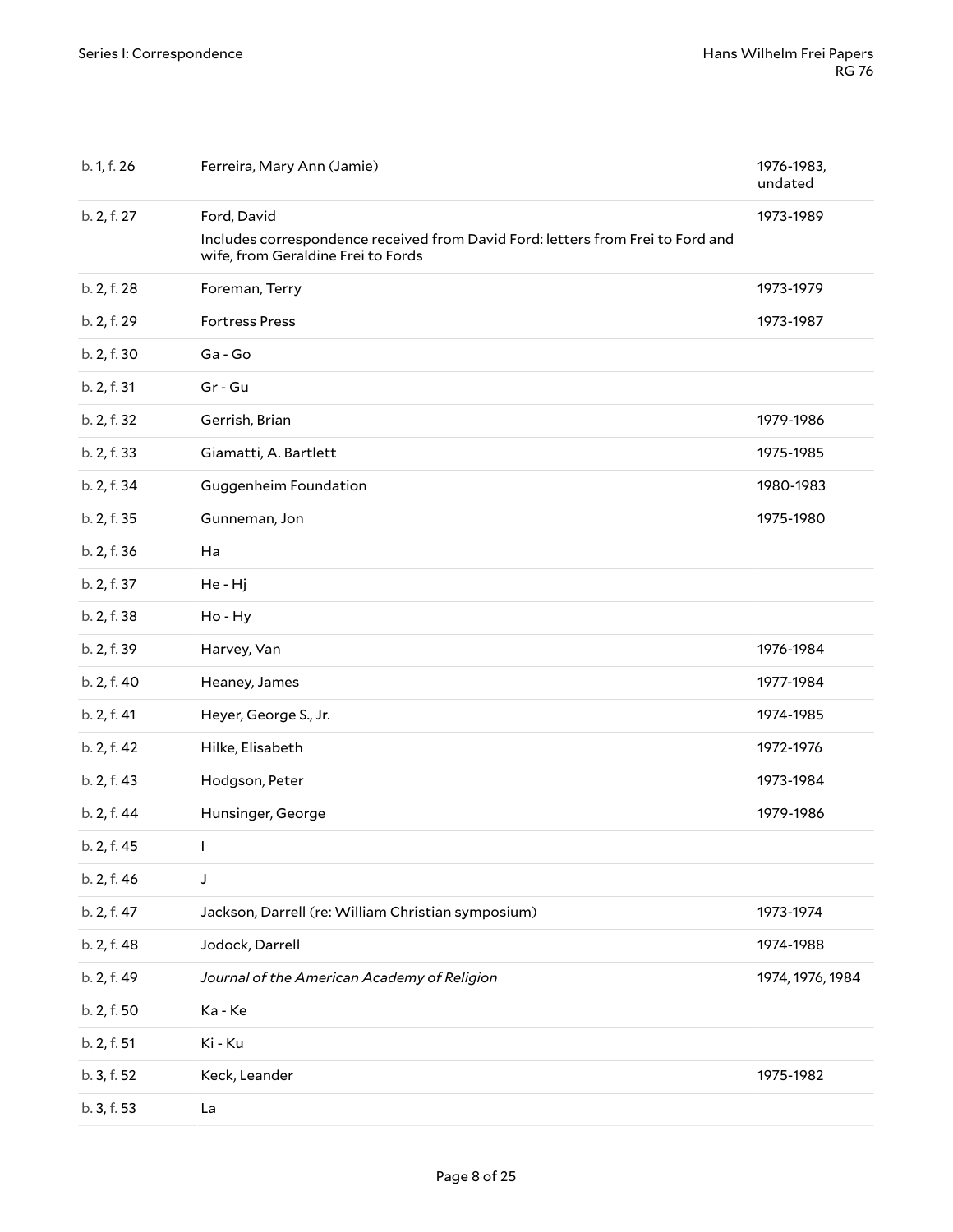| | | |
|---|---|---|
| b. 1, f. 26 | Ferreira, Mary Ann (Jamie) | 1976-1983, undated |
| b. 2, f. 27 | Ford, David<br>Includes correspondence received from David Ford: letters from Frei to Ford and wife, from Geraldine Frei to Fords | 1973-1989 |
| b. 2, f. 28 | Foreman, Terry | 1973-1979 |
| b. 2, f. 29 | Fortress Press | 1973-1987 |
| b. 2, f. 30 | Ga - Go | |
| b. 2, f. 31 | Gr - Gu | |
| b. 2, f. 32 | Gerrish, Brian | 1979-1986 |
| b. 2, f. 33 | Giamatti, A. Bartlett | 1975-1985 |
| b. 2, f. 34 | Guggenheim Foundation | 1980-1983 |
| b. 2, f. 35 | Gunneman, Jon | 1975-1980 |
| b. 2, f. 36 | Ha | |
| b. 2, f. 37 | He - Hj | |
| b. 2, f. 38 | Ho - Hy | |
| b. 2, f. 39 | Harvey, Van | 1976-1984 |
| b. 2, f. 40 | Heaney, James | 1977-1984 |
| b. 2, f. 41 | Heyer, George S., Jr. | 1974-1985 |
| b. 2, f. 42 | Hilke, Elisabeth | 1972-1976 |
| b. 2, f. 43 | Hodgson, Peter | 1973-1984 |
| b. 2, f. 44 | Hunsinger, George | 1979-1986 |
| b. 2, f. 45 | I | |
| b. 2, f. 46 | J | |
| b. 2, f. 47 | Jackson, Darrell (re: William Christian symposium) | 1973-1974 |
| b. 2, f. 48 | Jodock, Darrell | 1974-1988 |
| b. 2, f. 49 | *Journal of the American Academy of Religion* | 1974, 1976, 1984 |
| b. 2, f. 50 | Ka - Ke | |
| b. 2, f. 51 | Ki - Ku | |
| b. 3, f. 52 | Keck, Leander | 1975-1982 |
| b. 3, f. 53 | La | |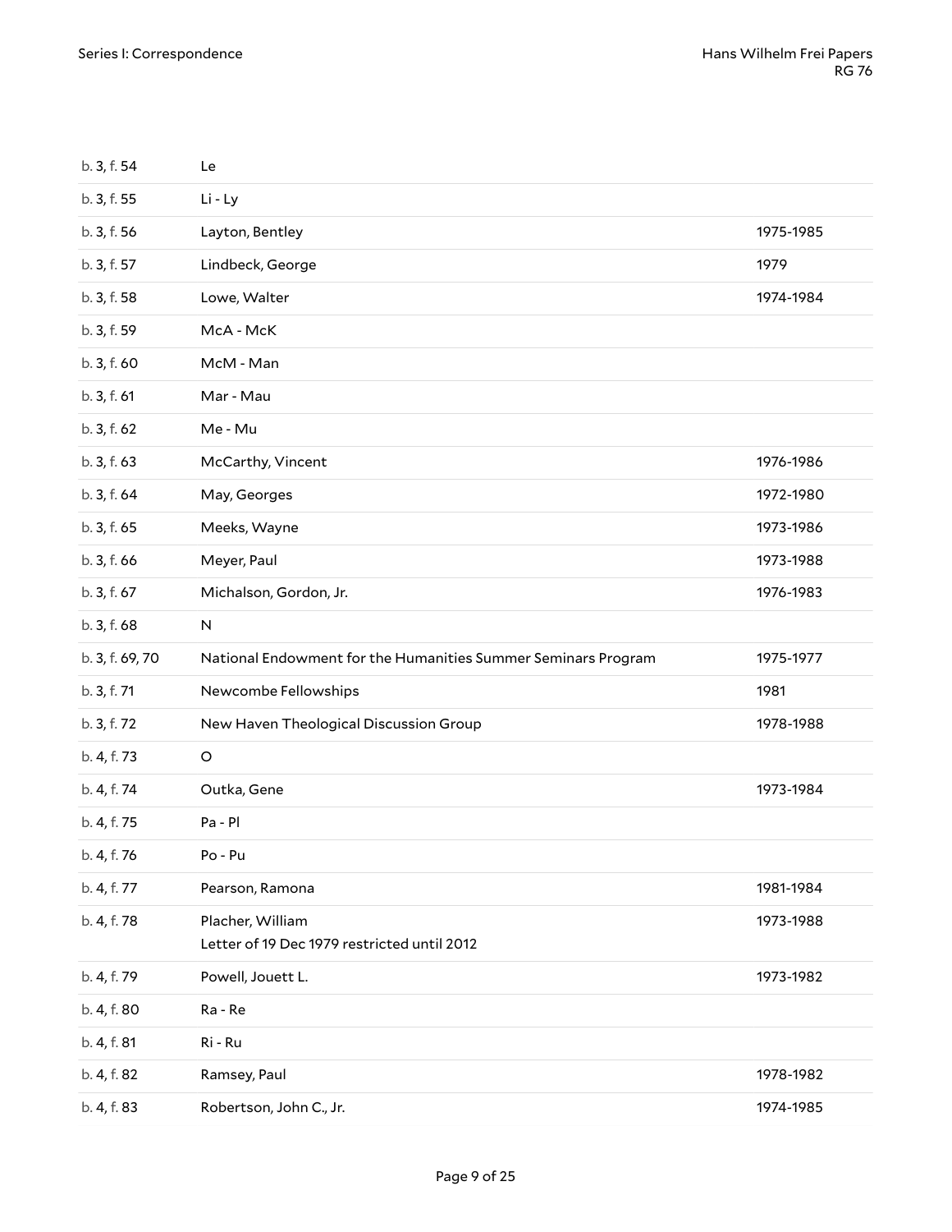| | | |
|---|---|---|
| b. 3, f. 54 | Le | |
| b. 3, f. 55 | Li - Ly | |
| b. 3, f. 56 | Layton, Bentley | 1975-1985 |
| b. 3, f. 57 | Lindbeck, George | 1979 |
| b. 3, f. 58 | Lowe, Walter | 1974-1984 |
| b. 3, f. 59 | McA - McK | |
| b. 3, f. 60 | McM - Man | |
| b. 3, f. 61 | Mar - Mau | |
| b. 3, f. 62 | Me - Mu | |
| b. 3, f. 63 | McCarthy, Vincent | 1976-1986 |
| b. 3, f. 64 | May, Georges | 1972-1980 |
| b. 3, f. 65 | Meeks, Wayne | 1973-1986 |
| b. 3, f. 66 | Meyer, Paul | 1973-1988 |
| b. 3, f. 67 | Michalson, Gordon, Jr. | 1976-1983 |
| b. 3, f. 68 | N | |
| b. 3, f. 69, 70 | National Endowment for the Humanities Summer Seminars Program | 1975-1977 |
| b. 3, f. 71 | Newcombe Fellowships | 1981 |
| b. 3, f. 72 | New Haven Theological Discussion Group | 1978-1988 |
| b. 4, f. 73 | O | |
| b. 4, f. 74 | Outka, Gene | 1973-1984 |
| b. 4, f. 75 | Pa - Pl | |
| b. 4, f. 76 | Po - Pu | |
| b. 4, f. 77 | Pearson, Ramona | 1981-1984 |
| b. 4, f. 78 | Placher, William<br>Letter of 19 Dec 1979 restricted until 2012 | 1973-1988 |
| b. 4, f. 79 | Powell, Jouett L. | 1973-1982 |
| b. 4, f. 80 | Ra - Re | |
| b. 4, f. 81 | Ri - Ru | |
| b. 4, f. 82 | Ramsey, Paul | 1978-1982 |
| b. 4, f. 83 | Robertson, John C., Jr. | 1974-1985 |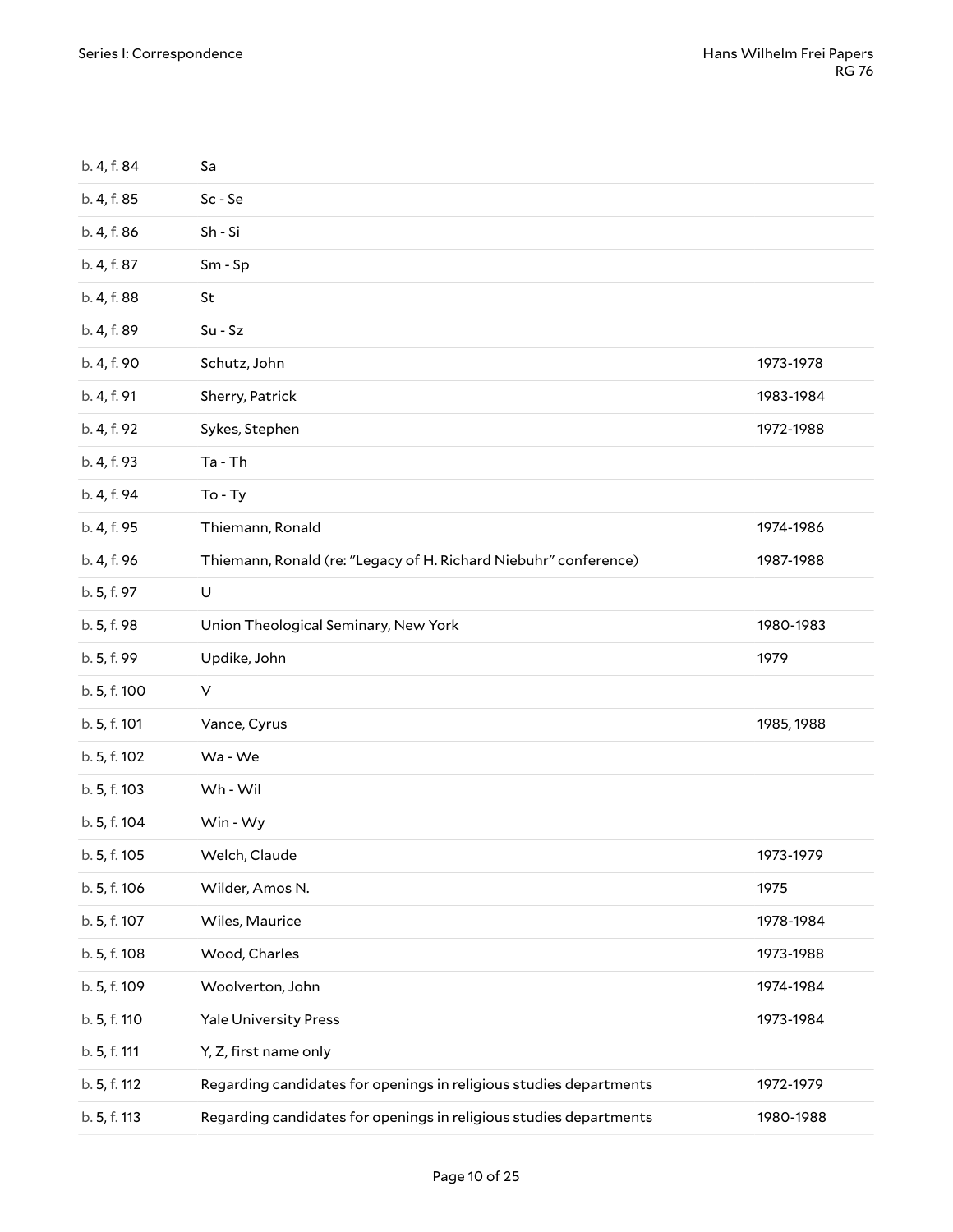| | | |
|---|---|---|
| b. 4, f. 84 | Sa | |
| b. 4, f. 85 | Sc - Se | |
| b. 4, f. 86 | Sh - Si | |
| b. 4, f. 87 | Sm - Sp | |
| b. 4, f. 88 | St | |
| b. 4, f. 89 | Su - Sz | |
| b. 4, f. 90 | Schutz, John | 1973-1978 |
| b. 4, f. 91 | Sherry, Patrick | 1983-1984 |
| b. 4, f. 92 | Sykes, Stephen | 1972-1988 |
| b. 4, f. 93 | Ta - Th | |
| b. 4, f. 94 | To - Ty | |
| b. 4, f. 95 | Thiemann, Ronald | 1974-1986 |
| b. 4, f. 96 | Thiemann, Ronald (re: "Legacy of H. Richard Niebuhr" conference) | 1987-1988 |
| b. 5, f. 97 | U | |
| b. 5, f. 98 | Union Theological Seminary, New York | 1980-1983 |
| b. 5, f. 99 | Updike, John | 1979 |
| b. 5, f. 100 | V | |
| b. 5, f. 101 | Vance, Cyrus | 1985, 1988 |
| b. 5, f. 102 | Wa - We | |
| b. 5, f. 103 | Wh - Wil | |
| b. 5, f. 104 | Win - Wy | |
| b. 5, f. 105 | Welch, Claude | 1973-1979 |
| b. 5, f. 106 | Wilder, Amos N. | 1975 |
| b. 5, f. 107 | Wiles, Maurice | 1978-1984 |
| b. 5, f. 108 | Wood, Charles | 1973-1988 |
| b. 5, f. 109 | Woolverton, John | 1974-1984 |
| b. 5, f. 110 | Yale University Press | 1973-1984 |
| b. 5, f. 111 | Y, Z, first name only | |
| b. 5, f. 112 | Regarding candidates for openings in religious studies departments | 1972-1979 |
| b. 5, f. 113 | Regarding candidates for openings in religious studies departments | 1980-1988 |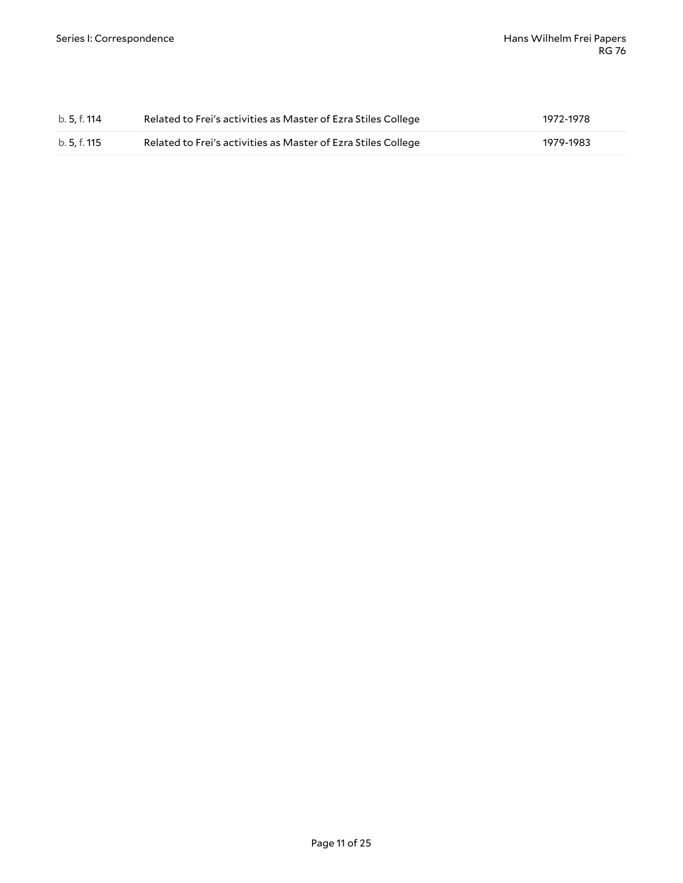| | | |
|---|---|---|
| b. 5, f. 114 | Related to Frei's activities as Master of Ezra Stiles College | 1972-1978 |
| b. 5, f. 115 | Related to Frei's activities as Master of Ezra Stiles College | 1979-1983 |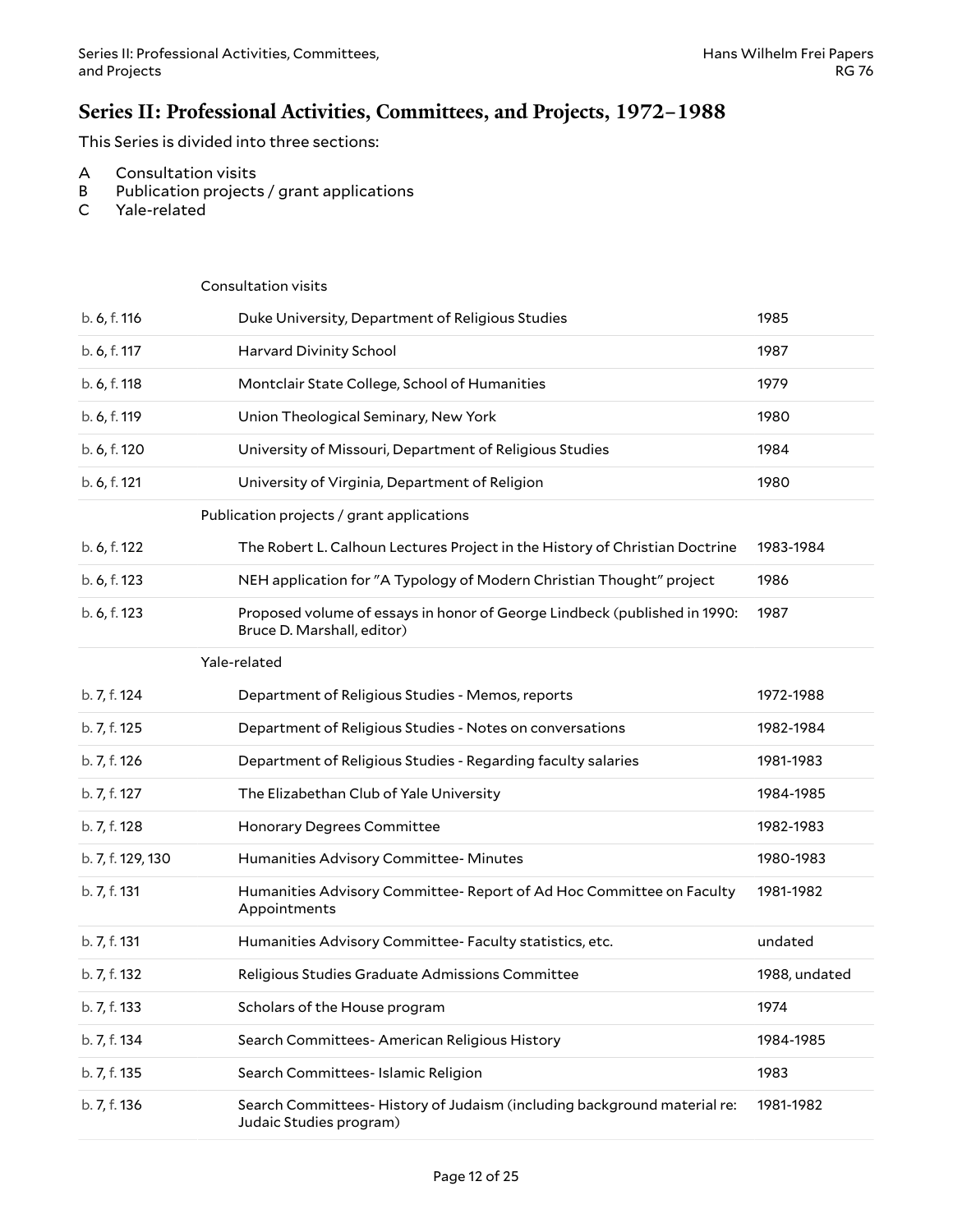## Series II: Professional Activities, Committees, and Projects, 1972–1988

This Series is divided into three sections:

- A Consultation visits
- B Publication projects / grant applications
- C Yale-related

| | | |
|---|---|---|
| | **Consultation visits** | |
| b. 6, f. 116 | Duke University, Department of Religious Studies | 1985 |
| b. 6, f. 117 | Harvard Divinity School | 1987 |
| b. 6, f. 118 | Montclair State College, School of Humanities | 1979 |
| b. 6, f. 119 | Union Theological Seminary, New York | 1980 |
| b. 6, f. 120 | University of Missouri, Department of Religious Studies | 1984 |
| b. 6, f. 121 | University of Virginia, Department of Religion | 1980 |
| | **Publication projects / grant applications** | |
| b. 6, f. 122 | The Robert L. Calhoun Lectures Project in the History of Christian Doctrine | 1983-1984 |
| b. 6, f. 123 | NEH application for "A Typology of Modern Christian Thought" project | 1986 |
| b. 6, f. 123 | Proposed volume of essays in honor of George Lindbeck (published in 1990: Bruce D. Marshall, editor) | 1987 |
| | **Yale-related** | |
| b. 7, f. 124 | Department of Religious Studies - Memos, reports | 1972-1988 |
| b. 7, f. 125 | Department of Religious Studies - Notes on conversations | 1982-1984 |
| b. 7, f. 126 | Department of Religious Studies - Regarding faculty salaries | 1981-1983 |
| b. 7, f. 127 | The Elizabethan Club of Yale University | 1984-1985 |
| b. 7, f. 128 | Honorary Degrees Committee | 1982-1983 |
| b. 7, f. 129, 130 | Humanities Advisory Committee- Minutes | 1980-1983 |
| b. 7, f. 131 | Humanities Advisory Committee- Report of Ad Hoc Committee on Faculty Appointments | 1981-1982 |
| b. 7, f. 131 | Humanities Advisory Committee- Faculty statistics, etc. | undated |
| b. 7, f. 132 | Religious Studies Graduate Admissions Committee | 1988, undated |
| b. 7, f. 133 | Scholars of the House program | 1974 |
| b. 7, f. 134 | Search Committees- American Religious History | 1984-1985 |
| b. 7, f. 135 | Search Committees- Islamic Religion | 1983 |
| b. 7, f. 136 | Search Committees- History of Judaism (including background material re: Judaic Studies program) | 1981-1982 |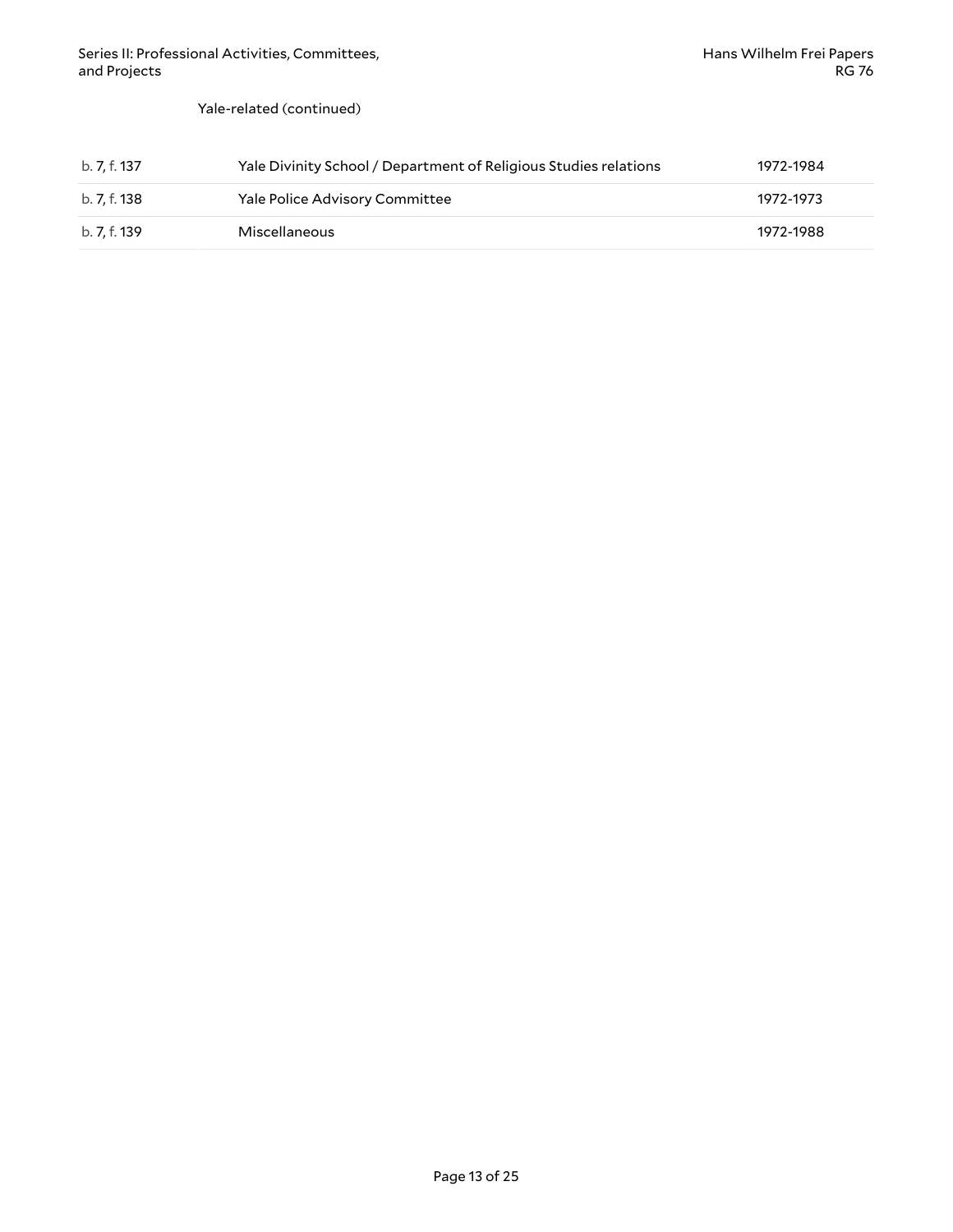Yale-related (continued)

| | | |
|---|---|---|
| b. 7, f. 137 | Yale Divinity School / Department of Religious Studies relations | 1972-1984 |
| b. 7, f. 138 | Yale Police Advisory Committee | 1972-1973 |
| b. 7, f. 139 | Miscellaneous | 1972-1988 |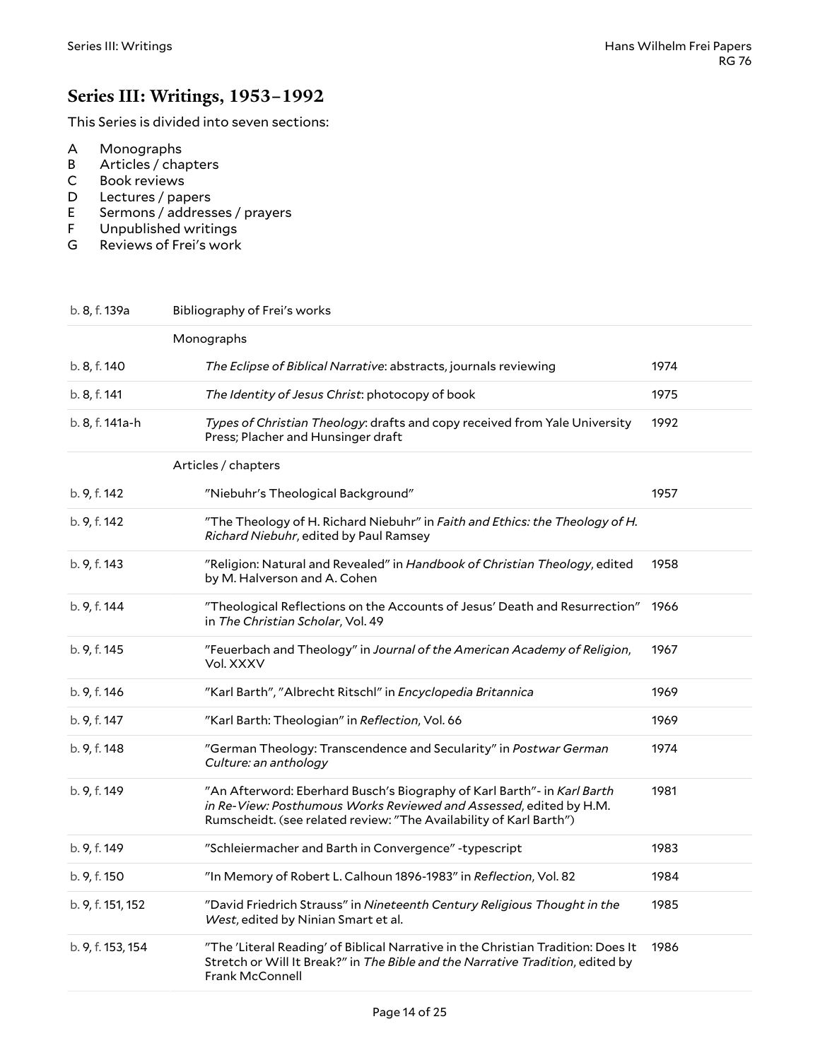## Series III: Writings, 1953–1992

This Series is divided into seven sections:

- A Monographs
- B Articles / chapters
- C Book reviews
- D Lectures / papers
- E Sermons / addresses / prayers
- F Unpublished writings
- G Reviews of Frei's work

| | | |
|---|---|---|
| b. 8, f. 139a | Bibliography of Frei's works | |
| | Monographs | |
| b. 8, f. 140 | *The Eclipse of Biblical Narrative*: abstracts, journals reviewing | 1974 |
| b. 8, f. 141 | *The Identity of Jesus Christ*: photocopy of book | 1975 |
| b. 8, f. 141a-h | *Types of Christian Theology*: drafts and copy received from Yale University Press; Placher and Hunsinger draft | 1992 |
| | Articles / chapters | |
| b. 9, f. 142 | "Niebuhr's Theological Background" | 1957 |
| b. 9, f. 142 | "The Theology of H. Richard Niebuhr" in *Faith and Ethics: the Theology of H. Richard Niebuhr*, edited by Paul Ramsey | |
| b. 9, f. 143 | "Religion: Natural and Revealed" in *Handbook of Christian Theology*, edited by M. Halverson and A. Cohen | 1958 |
| b. 9, f. 144 | "Theological Reflections on the Accounts of Jesus' Death and Resurrection" in *The Christian Scholar*, Vol. 49 | 1966 |
| b. 9, f. 145 | "Feuerbach and Theology" in *Journal of the American Academy of Religion*, Vol. XXXV | 1967 |
| b. 9, f. 146 | "Karl Barth", "Albrecht Ritschl" in *Encyclopedia Britannica* | 1969 |
| b. 9, f. 147 | "Karl Barth: Theologian" in *Reflection*, Vol. 66 | 1969 |
| b. 9, f. 148 | "German Theology: Transcendence and Secularity" in *Postwar German Culture: an anthology* | 1974 |
| b. 9, f. 149 | "An Afterword: Eberhard Busch's Biography of Karl Barth"- in *Karl Barth in Re-View: Posthumous Works Reviewed and Assessed*, edited by H.M. Rumscheidt. (see related review: "The Availability of Karl Barth") | 1981 |
| b. 9, f. 149 | "Schleiermacher and Barth in Convergence" -typescript | 1983 |
| b. 9, f. 150 | "In Memory of Robert L. Calhoun 1896-1983" in *Reflection*, Vol. 82 | 1984 |
| b. 9, f. 151, 152 | "David Friedrich Strauss" in *Nineteenth Century Religious Thought in the West*, edited by Ninian Smart et al. | 1985 |
| b. 9, f. 153, 154 | "The 'Literal Reading' of Biblical Narrative in the Christian Tradition: Does It Stretch or Will It Break?" in *The Bible and the Narrative Tradition*, edited by Frank McConnell | 1986 |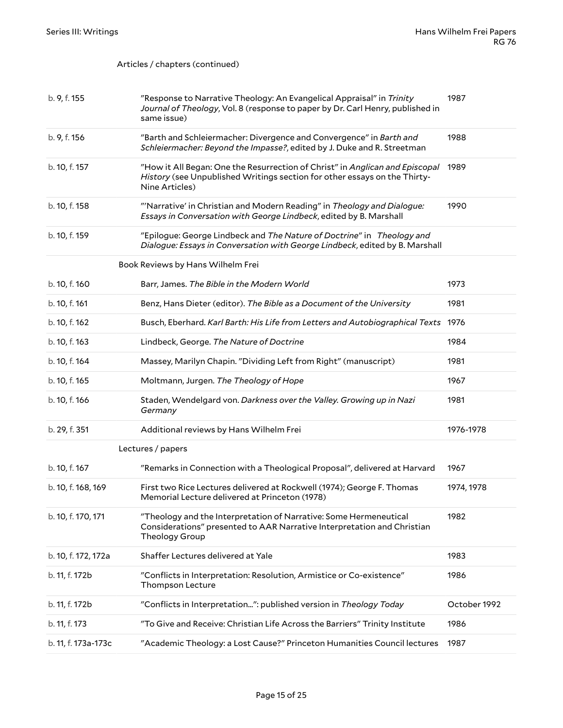Articles / chapters (continued)

| | | |
|---|---|---|
| b. 9, f. 155 | "Response to Narrative Theology: An Evangelical Appraisal" in *Trinity Journal of Theology*, Vol. 8 (response to paper by Dr. Carl Henry, published in same issue) | 1987 |
| b. 9, f. 156 | "Barth and Schleiermacher: Divergence and Convergence" in *Barth and Schleiermacher: Beyond the Impasse?*, edited by J. Duke and R. Streetman | 1988 |
| b. 10, f. 157 | "How it All Began: One the Resurrection of Christ" in *Anglican and Episcopal History* (see Unpublished Writings section for other essays on the Thirty-Nine Articles) | 1989 |
| b. 10, f. 158 | "'Narrative' in Christian and Modern Reading" in *Theology and Dialogue: Essays in Conversation with George Lindbeck*, edited by B. Marshall | 1990 |
| b. 10, f. 159 | "Epilogue: George Lindbeck and *The Nature of Doctrine*" in *Theology and Dialogue: Essays in Conversation with George Lindbeck*, edited by B. Marshall | |

Book Reviews by Hans Wilhelm Frei

| | | |
|---|---|---|
| b. 10, f. 160 | Barr, James. *The Bible in the Modern World* | 1973 |
| b. 10, f. 161 | Benz, Hans Dieter (editor). *The Bible as a Document of the University* | 1981 |
| b. 10, f. 162 | Busch, Eberhard. *Karl Barth: His Life from Letters and Autobiographical Texts* | 1976 |
| b. 10, f. 163 | Lindbeck, George. *The Nature of Doctrine* | 1984 |
| b. 10, f. 164 | Massey, Marilyn Chapin. "Dividing Left from Right" (manuscript) | 1981 |
| b. 10, f. 165 | Moltmann, Jurgen. *The Theology of Hope* | 1967 |
| b. 10, f. 166 | Staden, Wendelgard von. *Darkness over the Valley. Growing up in Nazi Germany* | 1981 |
| b. 29, f. 351 | Additional reviews by Hans Wilhelm Frei | 1976-1978 |

Lectures / papers

| | | |
|---|---|---|
| b. 10, f. 167 | "Remarks in Connection with a Theological Proposal", delivered at Harvard | 1967 |
| b. 10, f. 168, 169 | First two Rice Lectures delivered at Rockwell (1974); George F. Thomas Memorial Lecture delivered at Princeton (1978) | 1974, 1978 |
| b. 10, f. 170, 171 | "Theology and the Interpretation of Narrative: Some Hermeneutical Considerations" presented to AAR Narrative Interpretation and Christian Theology Group | 1982 |
| b. 10, f. 172, 172a | Shaffer Lectures delivered at Yale | 1983 |
| b. 11, f. 172b | "Conflicts in Interpretation: Resolution, Armistice or Co-existence" Thompson Lecture | 1986 |
| b. 11, f. 172b | "Conflicts in Interpretation...": published version in *Theology Today* | October 1992 |
| b. 11, f. 173 | "To Give and Receive: Christian Life Across the Barriers" Trinity Institute | 1986 |
| b. 11, f. 173a-173c | "Academic Theology: a Lost Cause?" Princeton Humanities Council lectures | 1987 |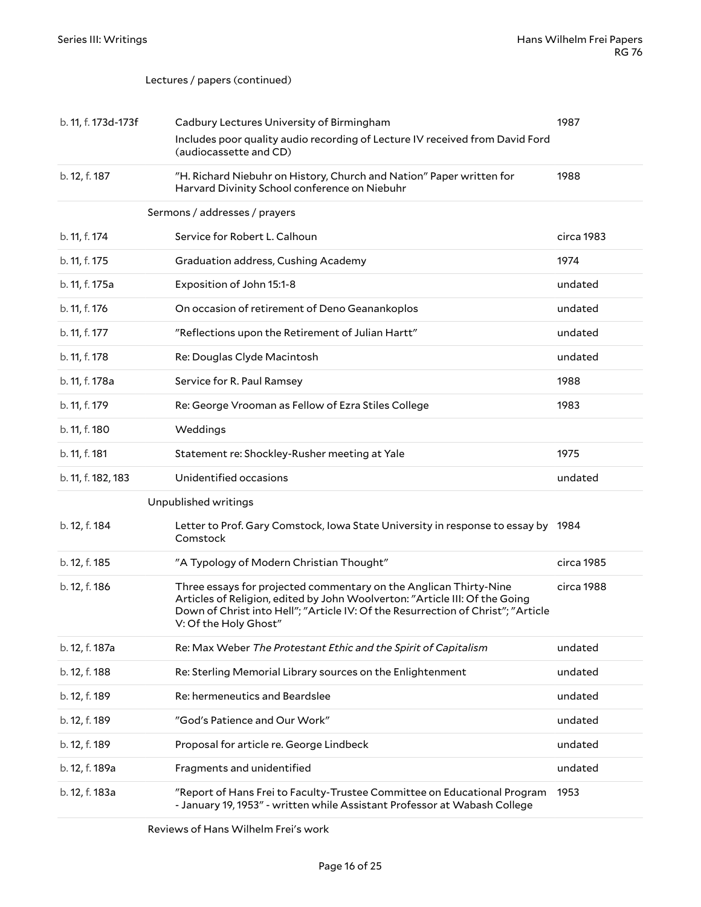Lectures / papers (continued)

| | | |
|---|---|---|
| b. 11, f. 173d-173f | Cadbury Lectures University of Birmingham<br>Includes poor quality audio recording of Lecture IV received from David Ford (audiocassette and CD) | 1987 |
| b. 12, f. 187 | "H. Richard Niebuhr on History, Church and Nation" Paper written for Harvard Divinity School conference on Niebuhr | 1988 |

Sermons / addresses / prayers

| | | |
|---|---|---|
| b. 11, f. 174 | Service for Robert L. Calhoun | circa 1983 |
| b. 11, f. 175 | Graduation address, Cushing Academy | 1974 |
| b. 11, f. 175a | Exposition of John 15:1-8 | undated |
| b. 11, f. 176 | On occasion of retirement of Deno Geanankoplos | undated |
| b. 11, f. 177 | "Reflections upon the Retirement of Julian Hartt" | undated |
| b. 11, f. 178 | Re: Douglas Clyde Macintosh | undated |
| b. 11, f. 178a | Service for R. Paul Ramsey | 1988 |
| b. 11, f. 179 | Re: George Vrooman as Fellow of Ezra Stiles College | 1983 |
| b. 11, f. 180 | Weddings | |
| b. 11, f. 181 | Statement re: Shockley-Rusher meeting at Yale | 1975 |
| b. 11, f. 182, 183 | Unidentified occasions | undated |

Unpublished writings

| | | |
|---|---|---|
| b. 12, f. 184 | Letter to Prof. Gary Comstock, Iowa State University in response to essay by Comstock | 1984 |
| b. 12, f. 185 | "A Typology of Modern Christian Thought" | circa 1985 |
| b. 12, f. 186 | Three essays for projected commentary on the Anglican Thirty-Nine Articles of Religion, edited by John Woolverton: "Article III: Of the Going Down of Christ into Hell"; "Article IV: Of the Resurrection of Christ"; "Article V: Of the Holy Ghost" | circa 1988 |
| b. 12, f. 187a | Re: Max Weber *The Protestant Ethic and the Spirit of Capitalism* | undated |
| b. 12, f. 188 | Re: Sterling Memorial Library sources on the Enlightenment | undated |
| b. 12, f. 189 | Re: hermeneutics and Beardslee | undated |
| b. 12, f. 189 | "God's Patience and Our Work" | undated |
| b. 12, f. 189 | Proposal for article re. George Lindbeck | undated |
| b. 12, f. 189a | Fragments and unidentified | undated |
| b. 12, f. 183a | "Report of Hans Frei to Faculty-Trustee Committee on Educational Program - January 19, 1953" - written while Assistant Professor at Wabash College | 1953 |

Reviews of Hans Wilhelm Frei's work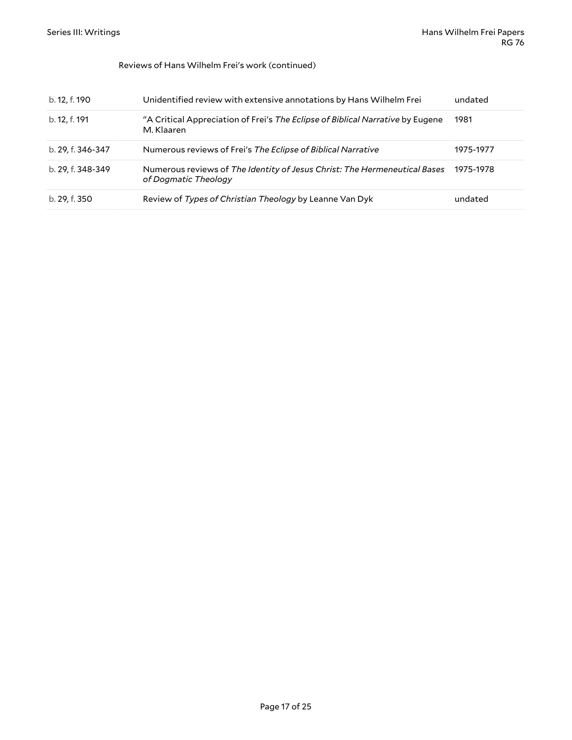Reviews of Hans Wilhelm Frei's work (continued)

| | | |
|---|---|---|
| b. 12, f. 190 | Unidentified review with extensive annotations by Hans Wilhelm Frei | undated |
| b. 12, f. 191 | "A Critical Appreciation of Frei's *The Eclipse of Biblical Narrative* by Eugene M. Klaaren | 1981 |
| b. 29, f. 346-347 | Numerous reviews of Frei's *The Eclipse of Biblical Narrative* | 1975-1977 |
| b. 29, f. 348-349 | Numerous reviews of *The Identity of Jesus Christ: The Hermeneutical Bases of Dogmatic Theology* | 1975-1978 |
| b. 29, f. 350 | Review of *Types of Christian Theology* by Leanne Van Dyk | undated |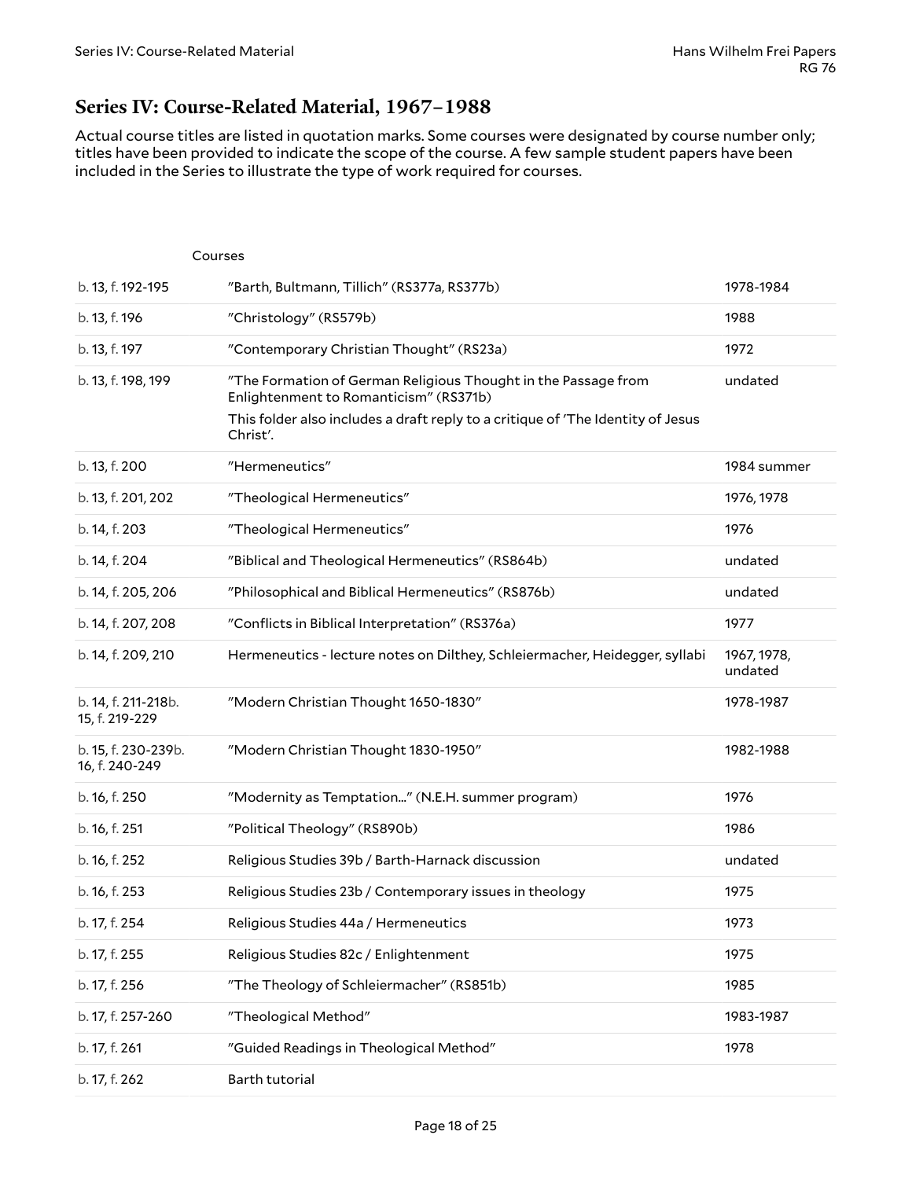## Series IV: Course-Related Material, 1967–1988

Actual course titles are listed in quotation marks. Some courses were designated by course number only; titles have been provided to indicate the scope of the course. A few sample student papers have been included in the Series to illustrate the type of work required for courses.

Courses

| | | |
|---|---|---|
| b. 13, f. 192-195 | "Barth, Bultmann, Tillich" (RS377a, RS377b) | 1978-1984 |
| b. 13, f. 196 | "Christology" (RS579b) | 1988 |
| b. 13, f. 197 | "Contemporary Christian Thought" (RS23a) | 1972 |
| b. 13, f. 198, 199 | "The Formation of German Religious Thought in the Passage from Enlightenment to Romanticism" (RS371b)<br>This folder also includes a draft reply to a critique of 'The Identity of Jesus Christ'. | undated |
| b. 13, f. 200 | "Hermeneutics" | 1984 summer |
| b. 13, f. 201, 202 | "Theological Hermeneutics" | 1976, 1978 |
| b. 14, f. 203 | "Theological Hermeneutics" | 1976 |
| b. 14, f. 204 | "Biblical and Theological Hermeneutics" (RS864b) | undated |
| b. 14, f. 205, 206 | "Philosophical and Biblical Hermeneutics" (RS876b) | undated |
| b. 14, f. 207, 208 | "Conflicts in Biblical Interpretation" (RS376a) | 1977 |
| b. 14, f. 209, 210 | Hermeneutics - lecture notes on Dilthey, Schleiermacher, Heidegger, syllabi | 1967, 1978, undated |
| b. 14, f. 211-218b. 15, f. 219-229 | "Modern Christian Thought 1650-1830" | 1978-1987 |
| b. 15, f. 230-239b. 16, f. 240-249 | "Modern Christian Thought 1830-1950" | 1982-1988 |
| b. 16, f. 250 | "Modernity as Temptation..." (N.E.H. summer program) | 1976 |
| b. 16, f. 251 | "Political Theology" (RS890b) | 1986 |
| b. 16, f. 252 | Religious Studies 39b / Barth-Harnack discussion | undated |
| b. 16, f. 253 | Religious Studies 23b / Contemporary issues in theology | 1975 |
| b. 17, f. 254 | Religious Studies 44a / Hermeneutics | 1973 |
| b. 17, f. 255 | Religious Studies 82c / Enlightenment | 1975 |
| b. 17, f. 256 | "The Theology of Schleiermacher" (RS851b) | 1985 |
| b. 17, f. 257-260 | "Theological Method" | 1983-1987 |
| b. 17, f. 261 | "Guided Readings in Theological Method" | 1978 |
| b. 17, f. 262 | Barth tutorial | |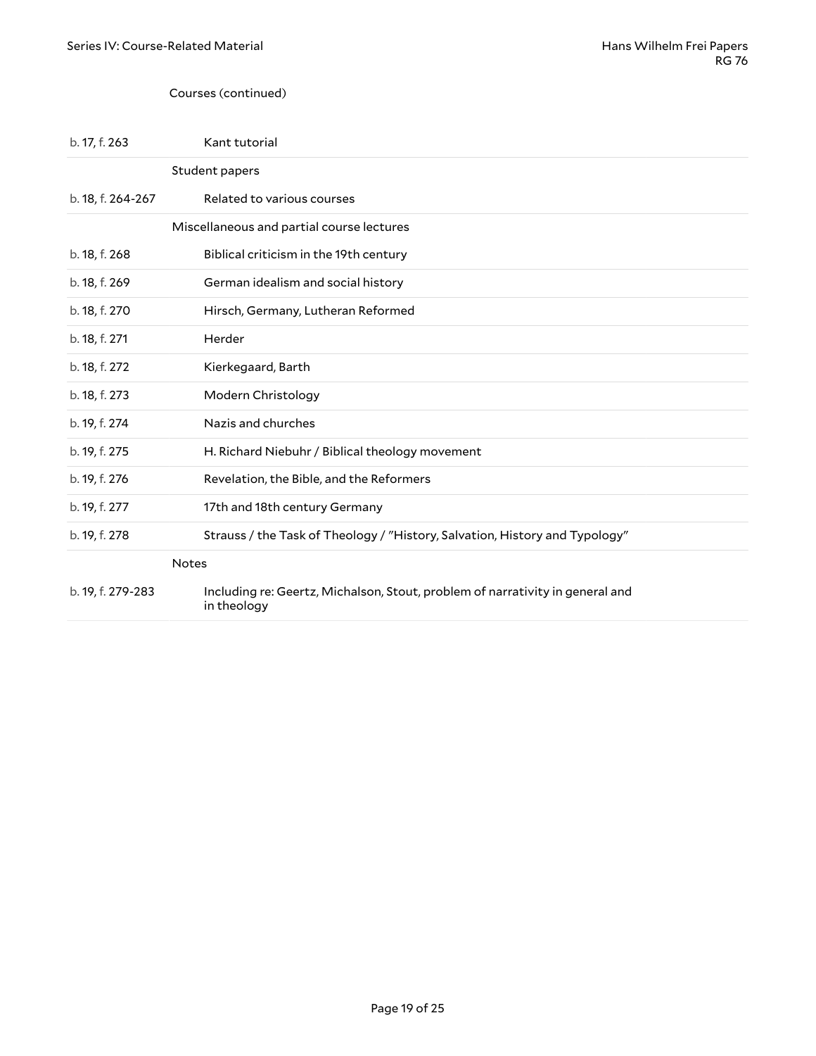Courses (continued)

| | |
|---|---|
| b. 17, f. 263 | Kant tutorial |
| | **Student papers** |
| b. 18, f. 264-267 | Related to various courses |
| | **Miscellaneous and partial course lectures** |
| b. 18, f. 268 | Biblical criticism in the 19th century |
| b. 18, f. 269 | German idealism and social history |
| b. 18, f. 270 | Hirsch, Germany, Lutheran Reformed |
| b. 18, f. 271 | Herder |
| b. 18, f. 272 | Kierkegaard, Barth |
| b. 18, f. 273 | Modern Christology |
| b. 19, f. 274 | Nazis and churches |
| b. 19, f. 275 | H. Richard Niebuhr / Biblical theology movement |
| b. 19, f. 276 | Revelation, the Bible, and the Reformers |
| b. 19, f. 277 | 17th and 18th century Germany |
| b. 19, f. 278 | Strauss / the Task of Theology / "History, Salvation, History and Typology" |
| | **Notes** |
| b. 19, f. 279-283 | Including re: Geertz, Michalson, Stout, problem of narrativity in general and in theology |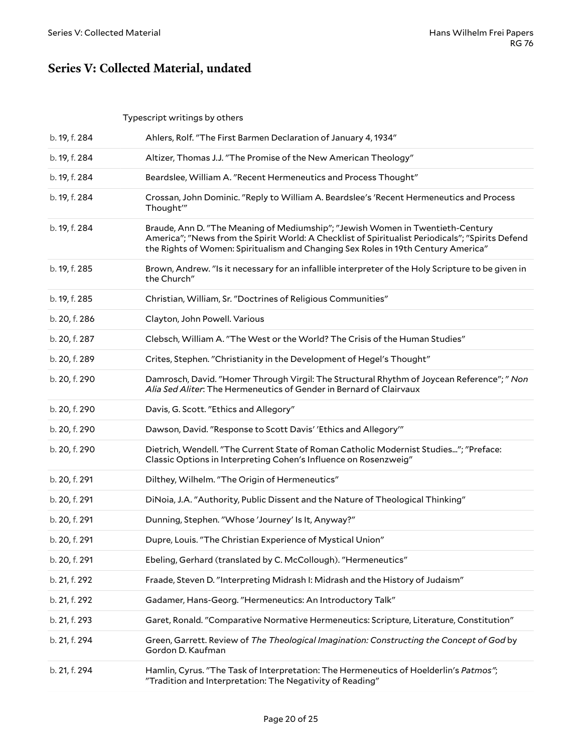## Series V: Collected Material, undated

Typescript writings by others

| | |
|---|---|
| b. 19, f. 284 | Ahlers, Rolf. "The First Barmen Declaration of January 4, 1934" |
| b. 19, f. 284 | Altizer, Thomas J.J. "The Promise of the New American Theology" |
| b. 19, f. 284 | Beardslee, William A. "Recent Hermeneutics and Process Thought" |
| b. 19, f. 284 | Crossan, John Dominic. "Reply to William A. Beardslee's 'Recent Hermeneutics and Process Thought'" |
| b. 19, f. 284 | Braude, Ann D. "The Meaning of Mediumship"; "Jewish Women in Twentieth-Century America"; "News from the Spirit World: A Checklist of Spiritualist Periodicals"; "Spirits Defend the Rights of Women: Spiritualism and Changing Sex Roles in 19th Century America" |
| b. 19, f. 285 | Brown, Andrew. "Is it necessary for an infallible interpreter of the Holy Scripture to be given in the Church" |
| b. 19, f. 285 | Christian, William, Sr. "Doctrines of Religious Communities" |
| b. 20, f. 286 | Clayton, John Powell. Various |
| b. 20, f. 287 | Clebsch, William A. "The West or the World? The Crisis of the Human Studies" |
| b. 20, f. 289 | Crites, Stephen. "Christianity in the Development of Hegel's Thought" |
| b. 20, f. 290 | Damrosch, David. "Homer Through Virgil: The Structural Rhythm of Joycean Reference"; " *Non Alia Sed Aliter*: The Hermeneutics of Gender in Bernard of Clairvaux |
| b. 20, f. 290 | Davis, G. Scott. "Ethics and Allegory" |
| b. 20, f. 290 | Dawson, David. "Response to Scott Davis' 'Ethics and Allegory'" |
| b. 20, f. 290 | Dietrich, Wendell. "The Current State of Roman Catholic Modernist Studies..."; "Preface: Classic Options in Interpreting Cohen's Influence on Rosenzweig" |
| b. 20, f. 291 | Dilthey, Wilhelm. "The Origin of Hermeneutics" |
| b. 20, f. 291 | DiNoia, J.A. "Authority, Public Dissent and the Nature of Theological Thinking" |
| b. 20, f. 291 | Dunning, Stephen. "Whose 'Journey' Is It, Anyway?" |
| b. 20, f. 291 | Dupre, Louis. "The Christian Experience of Mystical Union" |
| b. 20, f. 291 | Ebeling, Gerhard (translated by C. McCollough). "Hermeneutics" |
| b. 21, f. 292 | Fraade, Steven D. "Interpreting Midrash I: Midrash and the History of Judaism" |
| b. 21, f. 292 | Gadamer, Hans-Georg. "Hermeneutics: An Introductory Talk" |
| b. 21, f. 293 | Garet, Ronald. "Comparative Normative Hermeneutics: Scripture, Literature, Constitution" |
| b. 21, f. 294 | Green, Garrett. Review of *The Theological Imagination: Constructing the Concept of God* by Gordon D. Kaufman |
| b. 21, f. 294 | Hamlin, Cyrus. "The Task of Interpretation: The Hermeneutics of Hoelderlin's *Patmos"*; "Tradition and Interpretation: The Negativity of Reading" |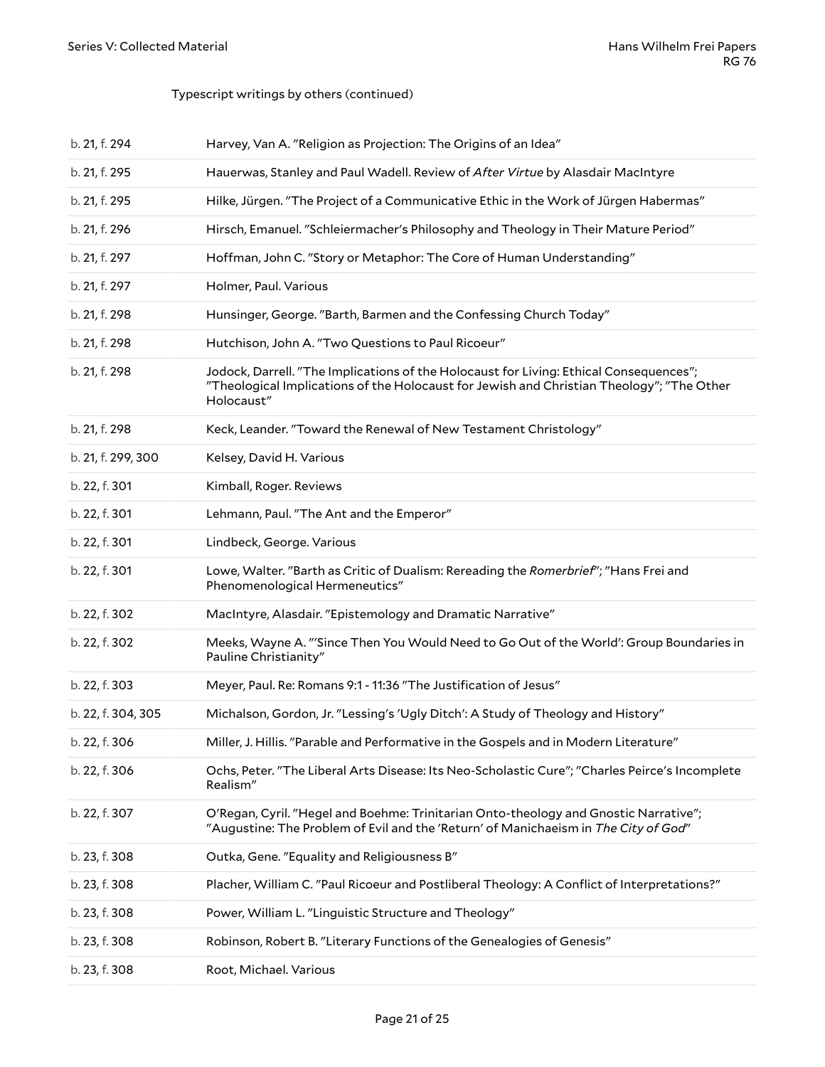Typescript writings by others (continued)

| | |
|---|---|
| b. 21, f. 294 | Harvey, Van A. "Religion as Projection: The Origins of an Idea" |
| b. 21, f. 295 | Hauerwas, Stanley and Paul Wadell. Review of *After Virtue* by Alasdair MacIntyre |
| b. 21, f. 295 | Hilke, Jürgen. "The Project of a Communicative Ethic in the Work of Jürgen Habermas" |
| b. 21, f. 296 | Hirsch, Emanuel. "Schleiermacher's Philosophy and Theology in Their Mature Period" |
| b. 21, f. 297 | Hoffman, John C. "Story or Metaphor: The Core of Human Understanding" |
| b. 21, f. 297 | Holmer, Paul. Various |
| b. 21, f. 298 | Hunsinger, George. "Barth, Barmen and the Confessing Church Today" |
| b. 21, f. 298 | Hutchison, John A. "Two Questions to Paul Ricoeur" |
| b. 21, f. 298 | Jodock, Darrell. "The Implications of the Holocaust for Living: Ethical Consequences"; "Theological Implications of the Holocaust for Jewish and Christian Theology"; "The Other Holocaust" |
| b. 21, f. 298 | Keck, Leander. "Toward the Renewal of New Testament Christology" |
| b. 21, f. 299, 300 | Kelsey, David H. Various |
| b. 22, f. 301 | Kimball, Roger. Reviews |
| b. 22, f. 301 | Lehmann, Paul. "The Ant and the Emperor" |
| b. 22, f. 301 | Lindbeck, George. Various |
| b. 22, f. 301 | Lowe, Walter. "Barth as Critic of Dualism: Rereading the *Romerbrief*"; "Hans Frei and Phenomenological Hermeneutics" |
| b. 22, f. 302 | MacIntyre, Alasdair. "Epistemology and Dramatic Narrative" |
| b. 22, f. 302 | Meeks, Wayne A. "'Since Then You Would Need to Go Out of the World': Group Boundaries in Pauline Christianity" |
| b. 22, f. 303 | Meyer, Paul. Re: Romans 9:1 - 11:36 "The Justification of Jesus" |
| b. 22, f. 304, 305 | Michalson, Gordon, Jr. "Lessing's 'Ugly Ditch': A Study of Theology and History" |
| b. 22, f. 306 | Miller, J. Hillis. "Parable and Performative in the Gospels and in Modern Literature" |
| b. 22, f. 306 | Ochs, Peter. "The Liberal Arts Disease: Its Neo-Scholastic Cure"; "Charles Peirce's Incomplete Realism" |
| b. 22, f. 307 | O'Regan, Cyril. "Hegel and Boehme: Trinitarian Onto-theology and Gnostic Narrative"; "Augustine: The Problem of Evil and the 'Return' of Manichaeism in *The City of God*" |
| b. 23, f. 308 | Outka, Gene. "Equality and Religiousness B" |
| b. 23, f. 308 | Placher, William C. "Paul Ricoeur and Postliberal Theology: A Conflict of Interpretations?" |
| b. 23, f. 308 | Power, William L. "Linguistic Structure and Theology" |
| b. 23, f. 308 | Robinson, Robert B. "Literary Functions of the Genealogies of Genesis" |
| b. 23, f. 308 | Root, Michael. Various |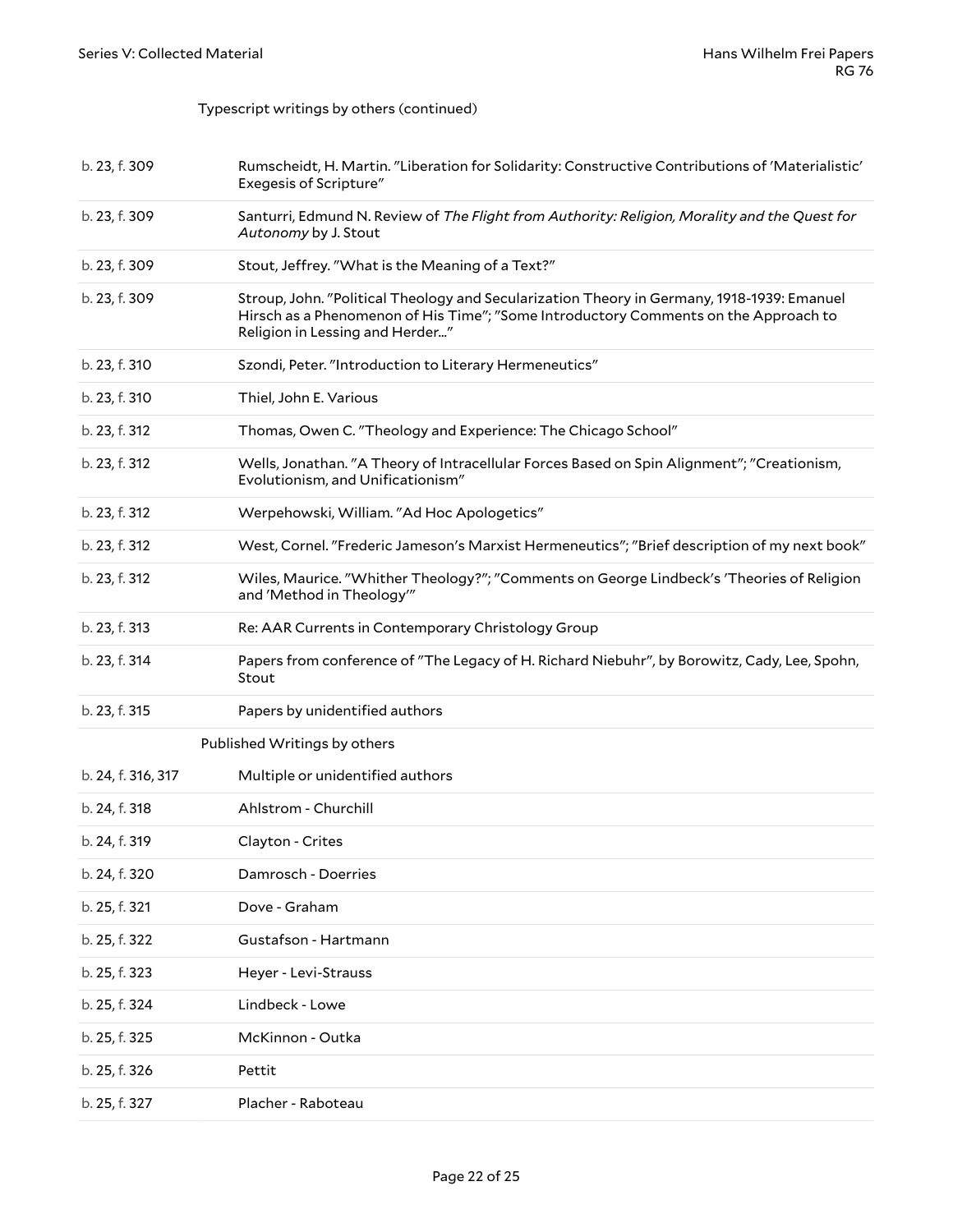Typescript writings by others (continued)

| | |
|---|---|
| b. 23, f. 309 | Rumscheidt, H. Martin. "Liberation for Solidarity: Constructive Contributions of 'Materialistic' Exegesis of Scripture" |
| b. 23, f. 309 | Santurri, Edmund N. Review of *The Flight from Authority: Religion, Morality and the Quest for Autonomy* by J. Stout |
| b. 23, f. 309 | Stout, Jeffrey. "What is the Meaning of a Text?" |
| b. 23, f. 309 | Stroup, John. "Political Theology and Secularization Theory in Germany, 1918-1939: Emanuel Hirsch as a Phenomenon of His Time"; "Some Introductory Comments on the Approach to Religion in Lessing and Herder..." |
| b. 23, f. 310 | Szondi, Peter. "Introduction to Literary Hermeneutics" |
| b. 23, f. 310 | Thiel, John E. Various |
| b. 23, f. 312 | Thomas, Owen C. "Theology and Experience: The Chicago School" |
| b. 23, f. 312 | Wells, Jonathan. "A Theory of Intracellular Forces Based on Spin Alignment"; "Creationism, Evolutionism, and Unificationism" |
| b. 23, f. 312 | Werpehowski, William. "Ad Hoc Apologetics" |
| b. 23, f. 312 | West, Cornel. "Frederic Jameson's Marxist Hermeneutics"; "Brief description of my next book" |
| b. 23, f. 312 | Wiles, Maurice. "Whither Theology?"; "Comments on George Lindbeck's 'Theories of Religion and 'Method in Theology'" |
| b. 23, f. 313 | Re: AAR Currents in Contemporary Christology Group |
| b. 23, f. 314 | Papers from conference of "The Legacy of H. Richard Niebuhr", by Borowitz, Cady, Lee, Spohn, Stout |
| b. 23, f. 315 | Papers by unidentified authors |

Published Writings by others

| | |
|---|---|
| b. 24, f. 316, 317 | Multiple or unidentified authors |
| b. 24, f. 318 | Ahlstrom - Churchill |
| b. 24, f. 319 | Clayton - Crites |
| b. 24, f. 320 | Damrosch - Doerries |
| b. 25, f. 321 | Dove - Graham |
| b. 25, f. 322 | Gustafson - Hartmann |
| b. 25, f. 323 | Heyer - Levi-Strauss |
| b. 25, f. 324 | Lindbeck - Lowe |
| b. 25, f. 325 | McKinnon - Outka |
| b. 25, f. 326 | Pettit |
| b. 25, f. 327 | Placher - Raboteau |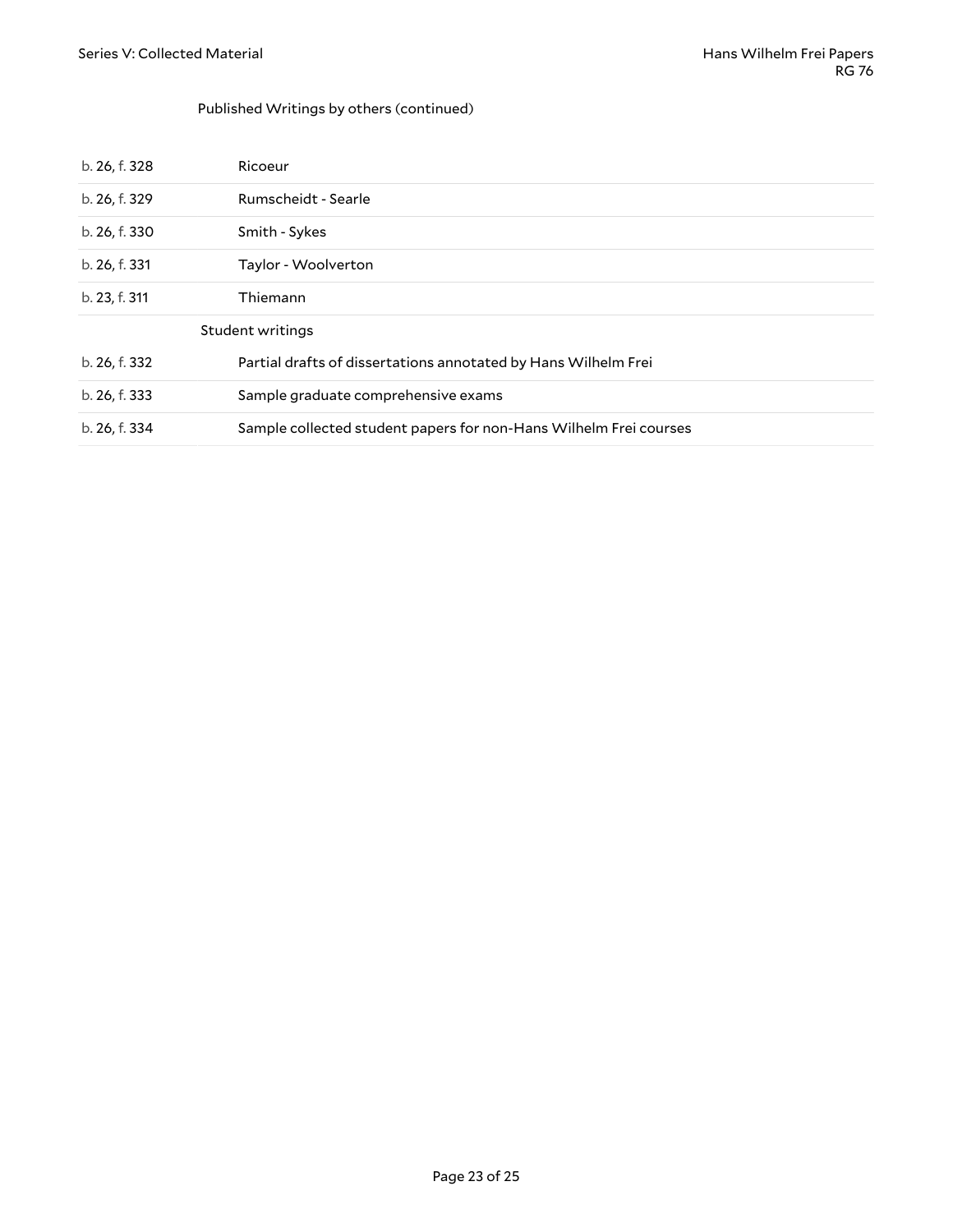Published Writings by others (continued)

| | |
|---|---|
| b. 26, f. 328 | Ricoeur |
| b. 26, f. 329 | Rumscheidt - Searle |
| b. 26, f. 330 | Smith - Sykes |
| b. 26, f. 331 | Taylor - Woolverton |
| b. 23, f. 311 | Thiemann |
| | Student writings |
| b. 26, f. 332 | Partial drafts of dissertations annotated by Hans Wilhelm Frei |
| b. 26, f. 333 | Sample graduate comprehensive exams |
| b. 26, f. 334 | Sample collected student papers for non-Hans Wilhelm Frei courses |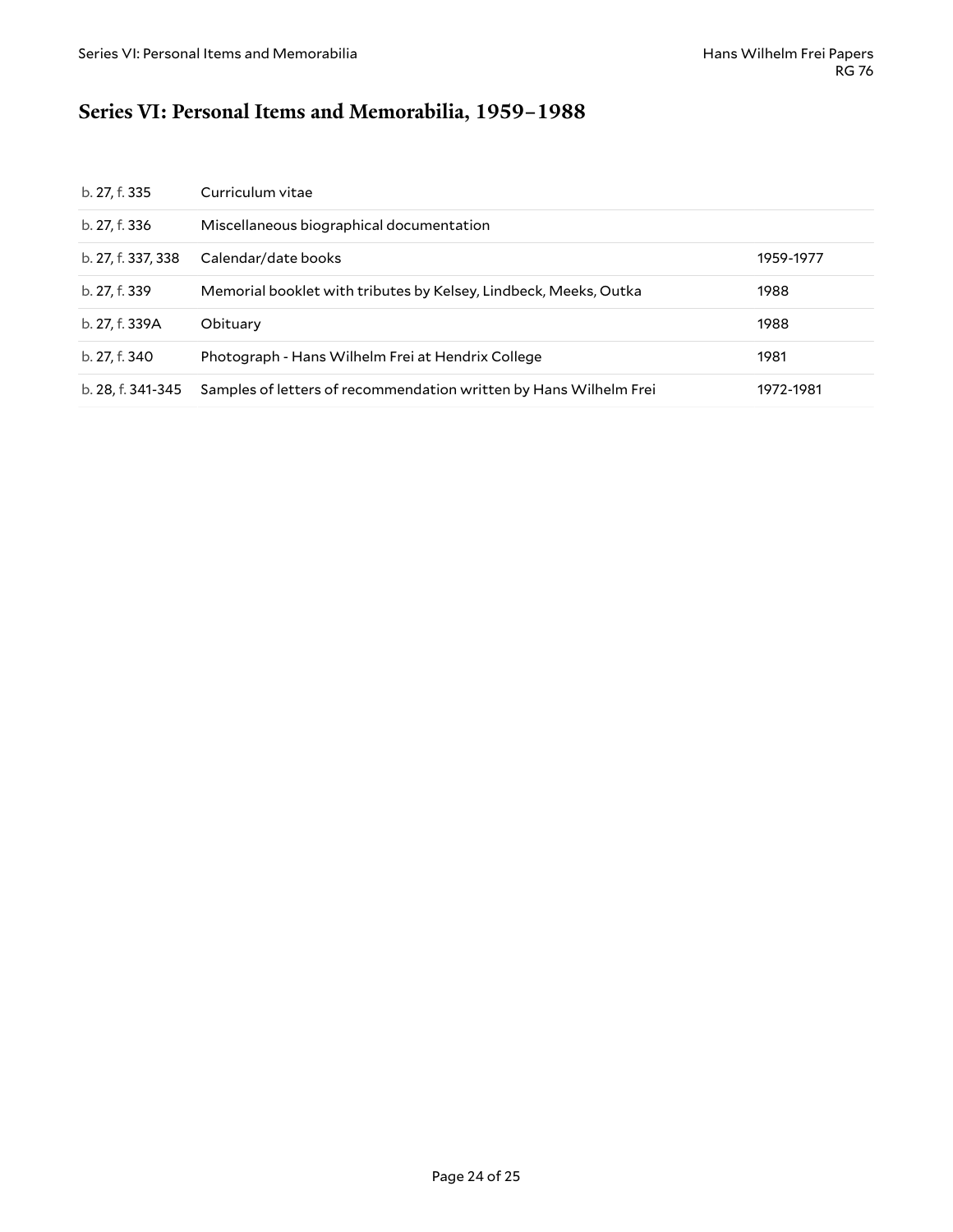## Series VI: Personal Items and Memorabilia, 1959–1988

| | | |
|---|---|---|
| b. 27, f. 335 | Curriculum vitae | |
| b. 27, f. 336 | Miscellaneous biographical documentation | |
| b. 27, f. 337, 338 | Calendar/date books | 1959-1977 |
| b. 27, f. 339 | Memorial booklet with tributes by Kelsey, Lindbeck, Meeks, Outka | 1988 |
| b. 27, f. 339A | Obituary | 1988 |
| b. 27, f. 340 | Photograph - Hans Wilhelm Frei at Hendrix College | 1981 |
| b. 28, f. 341-345 | Samples of letters of recommendation written by Hans Wilhelm Frei | 1972-1981 |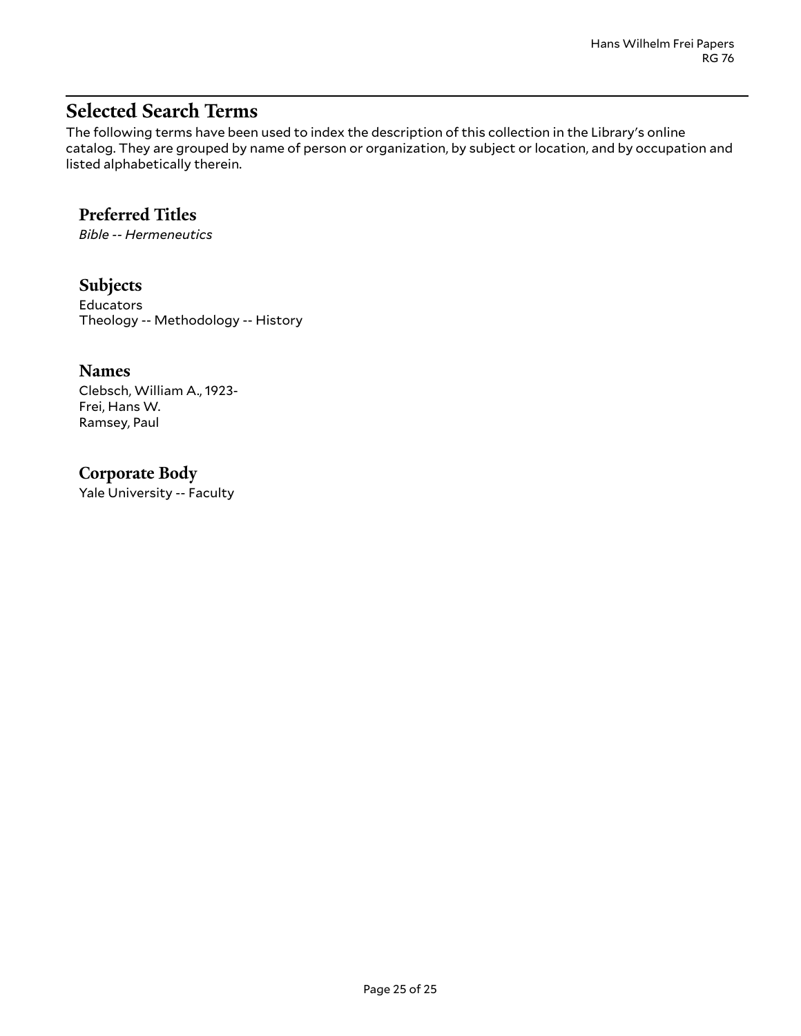## Selected Search Terms

The following terms have been used to index the description of this collection in the Library's online catalog. They are grouped by name of person or organization, by subject or location, and by occupation and listed alphabetically therein.

### Preferred Titles

*Bible -- Hermeneutics*

### Subjects

Educators
Theology -- Methodology -- History

### Names

Clebsch, William A., 1923-
Frei, Hans W.
Ramsey, Paul

### Corporate Body

Yale University -- Faculty